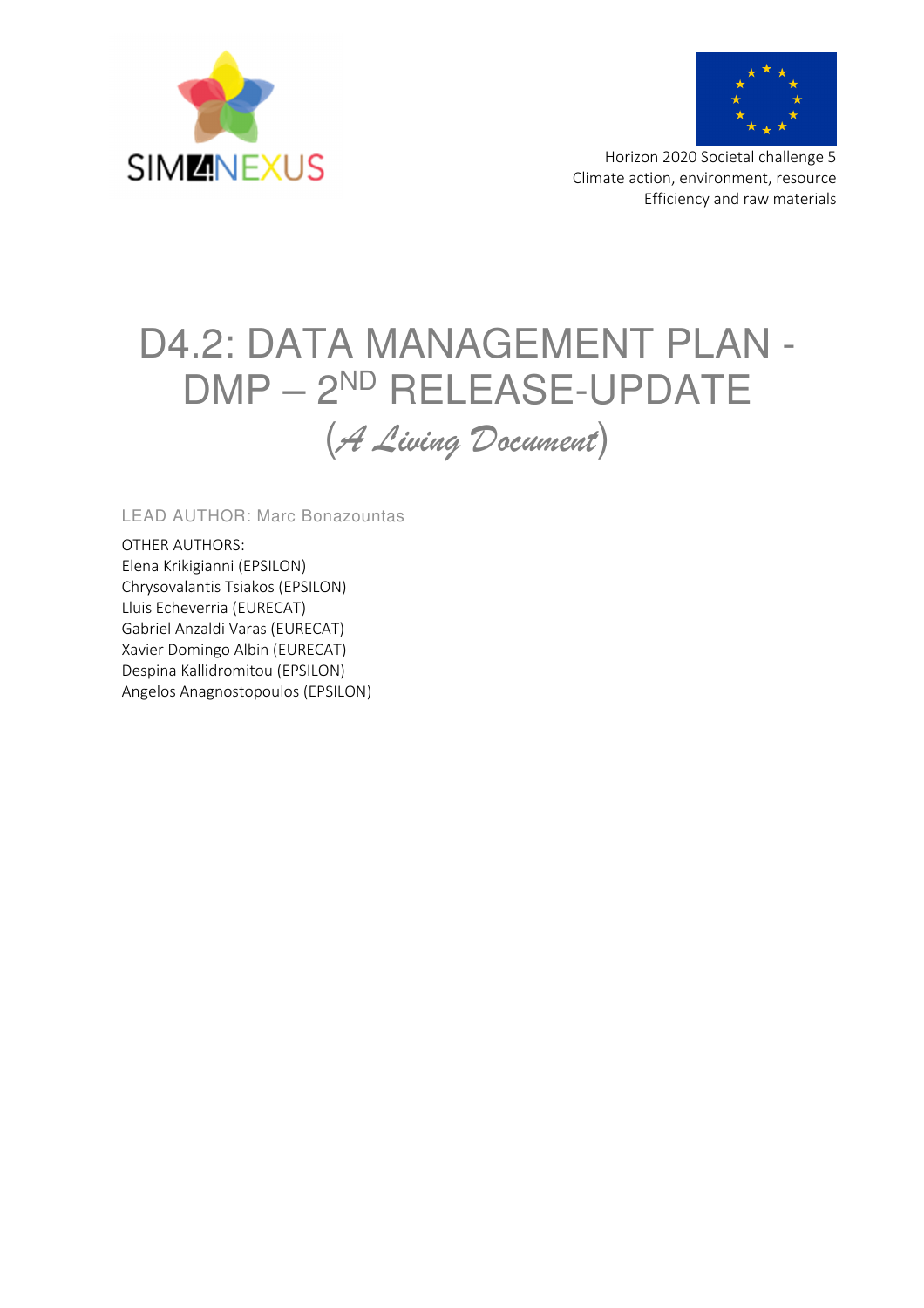Horizon 2020 Societal challenge 5
Climate action, environment, resource
Efficiency and raw materials

# D4.2: DATA MANAGEMENT PLAN - DMP – 2ND RELEASE-UPDATE

*(A Living Document)*

LEAD AUTHOR: Marc Bonazountas

OTHER AUTHORS:
Elena Krikigianni (EPSILON)
Chrysovalantis Tsiakos (EPSILON)
Lluis Echeverria (EURECAT)
Gabriel Anzaldi Varas (EURECAT)
Xavier Domingo Albin (EURECAT)
Despina Kallidromitou (EPSILON)
Angelos Anagnostopoulos (EPSILON)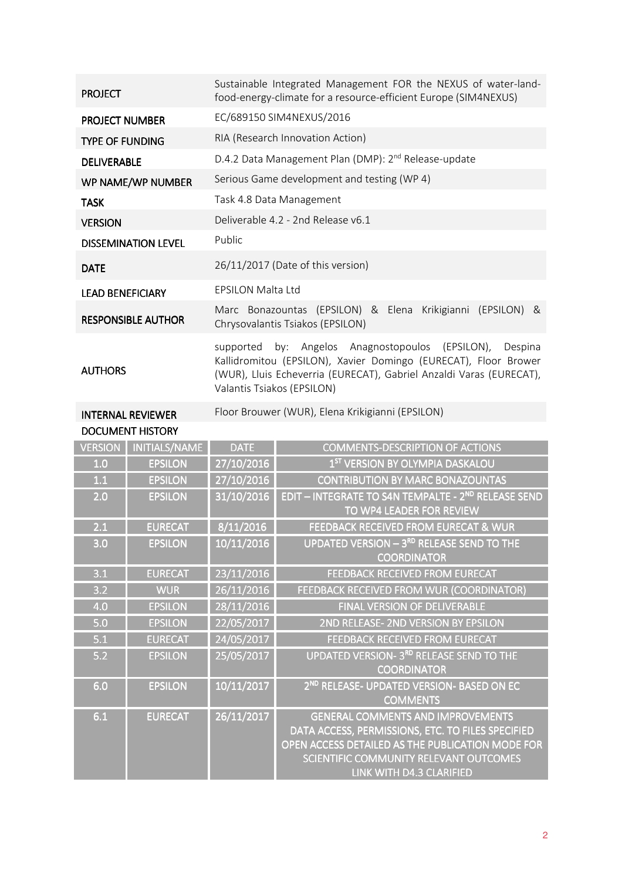| | |
|---|---|
| **PROJECT** | Sustainable Integrated Management FOR the NEXUS of water-land-food-energy-climate for a resource-efficient Europe (SIM4NEXUS) |
| **PROJECT NUMBER** | EC/689150 SIM4NEXUS/2016 |
| **TYPE OF FUNDING** | RIA (Research Innovation Action) |
| **DELIVERABLE** | D.4.2 Data Management Plan (DMP): 2nd Release-update |
| **WP NAME/WP NUMBER** | Serious Game development and testing (WP 4) |
| **TASK** | Task 4.8 Data Management |
| **VERSION** | Deliverable 4.2 - 2nd Release v6.1 |
| **DISSEMINATION LEVEL** | Public |
| **DATE** | 26/11/2017 (Date of this version) |
| **LEAD BENEFICIARY** | EPSILON Malta Ltd |
| **RESPONSIBLE AUTHOR** | Marc Bonazountas (EPSILON) & Elena Krikigianni (EPSILON) & Chrysovalantis Tsiakos (EPSILON) |
| **AUTHORS** | supported by: Angelos Anagnostopoulos (EPSILON), Despina Kallidromitou (EPSILON), Xavier Domingo (EURECAT), Floor Brower (WUR), Lluis Echeverria (EURECAT), Gabriel Anzaldi Varas (EURECAT), Valantis Tsiakos (EPSILON) |
| **INTERNAL REVIEWER** | Floor Brouwer (WUR), Elena Krikigianni (EPSILON) |

**DOCUMENT HISTORY**

| VERSION | INITIALS/NAME | DATE | COMMENTS-DESCRIPTION OF ACTIONS |
|---|---|---|---|
| 1.0 | EPSILON | 27/10/2016 | 1ST VERSION BY OLYMPIA DASKALOU |
| 1.1 | EPSILON | 27/10/2016 | CONTRIBUTION BY MARC BONAZOUNTAS |
| 2.0 | EPSILON | 31/10/2016 | EDIT – INTEGRATE TO S4N TEMPALTE - 2ND RELEASE SEND TO WP4 LEADER FOR REVIEW |
| 2.1 | EURECAT | 8/11/2016 | FEEDBACK RECEIVED FROM EURECAT & WUR |
| 3.0 | EPSILON | 10/11/2016 | UPDATED VERSION – 3RD RELEASE SEND TO THE COORDINATOR |
| 3.1 | EURECAT | 23/11/2016 | FEEDBACK RECEIVED FROM EURECAT |
| 3.2 | WUR | 26/11/2016 | FEEDBACK RECEIVED FROM WUR (COORDINATOR) |
| 4.0 | EPSILON | 28/11/2016 | FINAL VERSION OF DELIVERABLE |
| 5.0 | EPSILON | 22/05/2017 | 2ND RELEASE- 2ND VERSION BY EPSILON |
| 5.1 | EURECAT | 24/05/2017 | FEEDBACK RECEIVED FROM EURECAT |
| 5.2 | EPSILON | 25/05/2017 | UPDATED VERSION- 3RD RELEASE SEND TO THE COORDINATOR |
| 6.0 | EPSILON | 10/11/2017 | 2ND RELEASE- UPDATED VERSION- BASED ON EC COMMENTS |
| 6.1 | EURECAT | 26/11/2017 | GENERAL COMMENTS AND IMPROVEMENTS DATA ACCESS, PERMISSIONS, ETC. TO FILES SPECIFIED OPEN ACCESS DETAILED AS THE PUBLICATION MODE FOR SCIENTIFIC COMMUNITY RELEVANT OUTCOMES LINK WITH D4.3 CLARIFIED |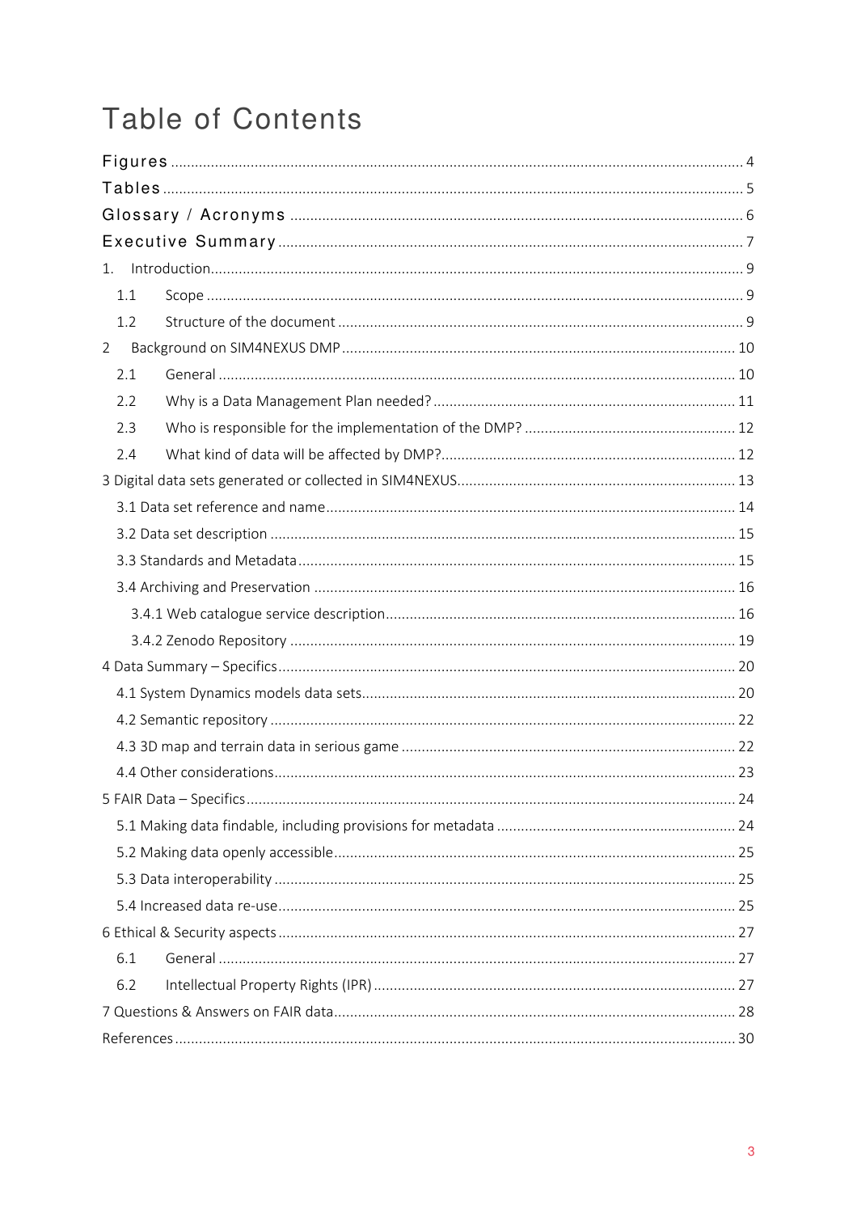# Table of Contents

Figures ..... 4
Tables ..... 5
Glossary / Acronyms ..... 6
Executive Summary ..... 7
1. Introduction ..... 9
  1.1 Scope ..... 9
  1.2 Structure of the document ..... 9
2 Background on SIM4NEXUS DMP ..... 10
  2.1 General ..... 10
  2.2 Why is a Data Management Plan needed? ..... 11
  2.3 Who is responsible for the implementation of the DMP? ..... 12
  2.4 What kind of data will be affected by DMP? ..... 12
3 Digital data sets generated or collected in SIM4NEXUS ..... 13
  3.1 Data set reference and name ..... 14
  3.2 Data set description ..... 15
  3.3 Standards and Metadata ..... 15
  3.4 Archiving and Preservation ..... 16
    3.4.1 Web catalogue service description ..... 16
    3.4.2 Zenodo Repository ..... 19
4 Data Summary – Specifics ..... 20
  4.1 System Dynamics models data sets ..... 20
  4.2 Semantic repository ..... 22
  4.3 3D map and terrain data in serious game ..... 22
  4.4 Other considerations ..... 23
5 FAIR Data – Specifics ..... 24
  5.1 Making data findable, including provisions for metadata ..... 24
  5.2 Making data openly accessible ..... 25
  5.3 Data interoperability ..... 25
  5.4 Increased data re-use ..... 25
6 Ethical & Security aspects ..... 27
  6.1 General ..... 27
  6.2 Intellectual Property Rights (IPR) ..... 27
7 Questions & Answers on FAIR data ..... 28
References ..... 30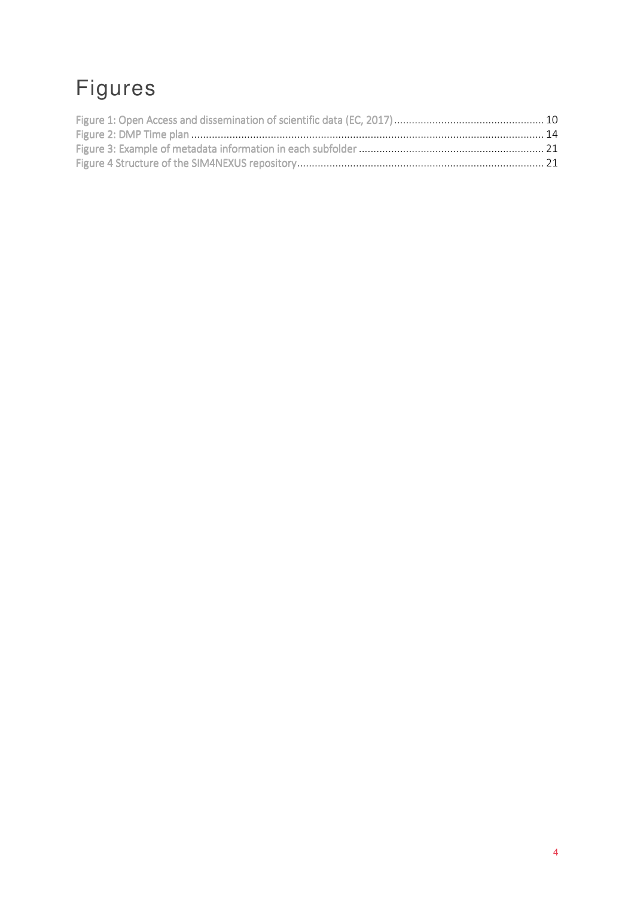# Figures

Figure 1: Open Access and dissemination of scientific data (EC, 2017) .................................................. 10
Figure 2: DMP Time plan ...................................................................................................................... 14
Figure 3: Example of metadata information in each subfolder ............................................................... 21
Figure 4 Structure of the SIM4NEXUS repository.................................................................................... 21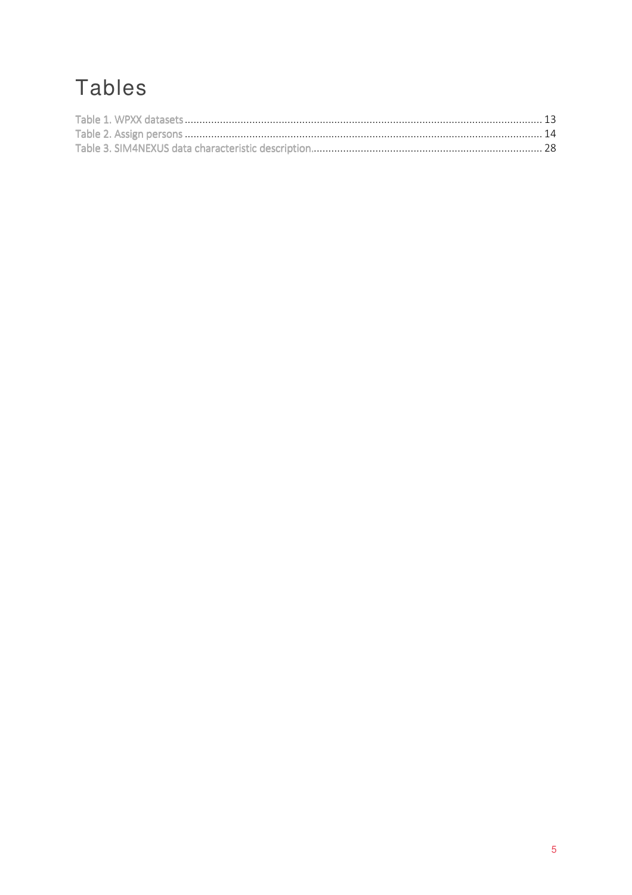# Tables

Table 1. WPXX datasets ........................................................................................................................ 13
Table 2. Assign persons ........................................................................................................................ 14
Table 3. SIM4NEXUS data characteristic description.............................................................................. 28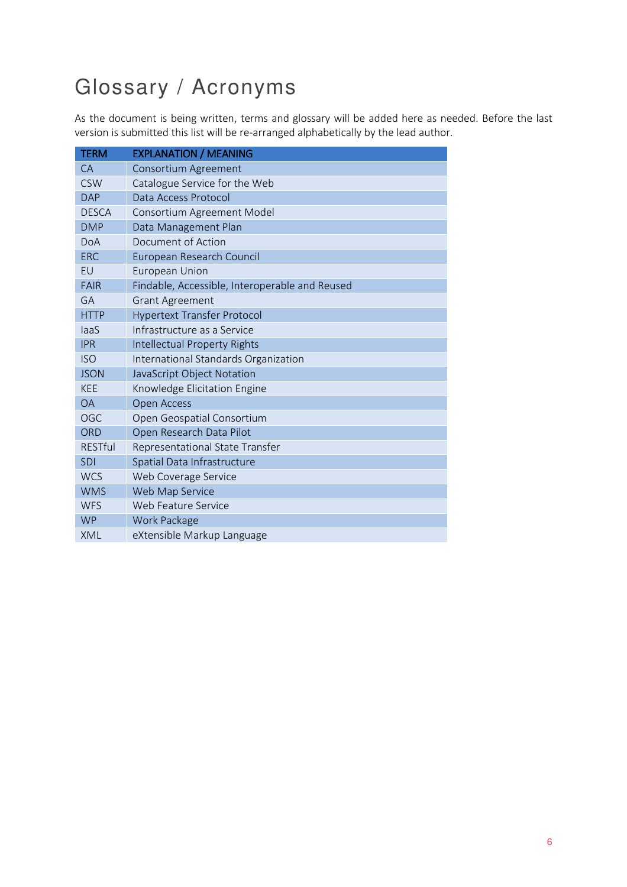# Glossary / Acronyms

As the document is being written, terms and glossary will be added here as needed. Before the last version is submitted this list will be re-arranged alphabetically by the lead author.

| TERM | EXPLANATION / MEANING |
|---|---|
| CA | Consortium Agreement |
| CSW | Catalogue Service for the Web |
| DAP | Data Access Protocol |
| DESCA | Consortium Agreement Model |
| DMP | Data Management Plan |
| DoA | Document of Action |
| ERC | European Research Council |
| EU | European Union |
| FAIR | Findable, Accessible, Interoperable and Reused |
| GA | Grant Agreement |
| HTTP | Hypertext Transfer Protocol |
| IaaS | Infrastructure as a Service |
| IPR | Intellectual Property Rights |
| ISO | International Standards Organization |
| JSON | JavaScript Object Notation |
| KEE | Knowledge Elicitation Engine |
| OA | Open Access |
| OGC | Open Geospatial Consortium |
| ORD | Open Research Data Pilot |
| RESTful | Representational State Transfer |
| SDI | Spatial Data Infrastructure |
| WCS | Web Coverage Service |
| WMS | Web Map Service |
| WFS | Web Feature Service |
| WP | Work Package |
| XML | eXtensible Markup Language |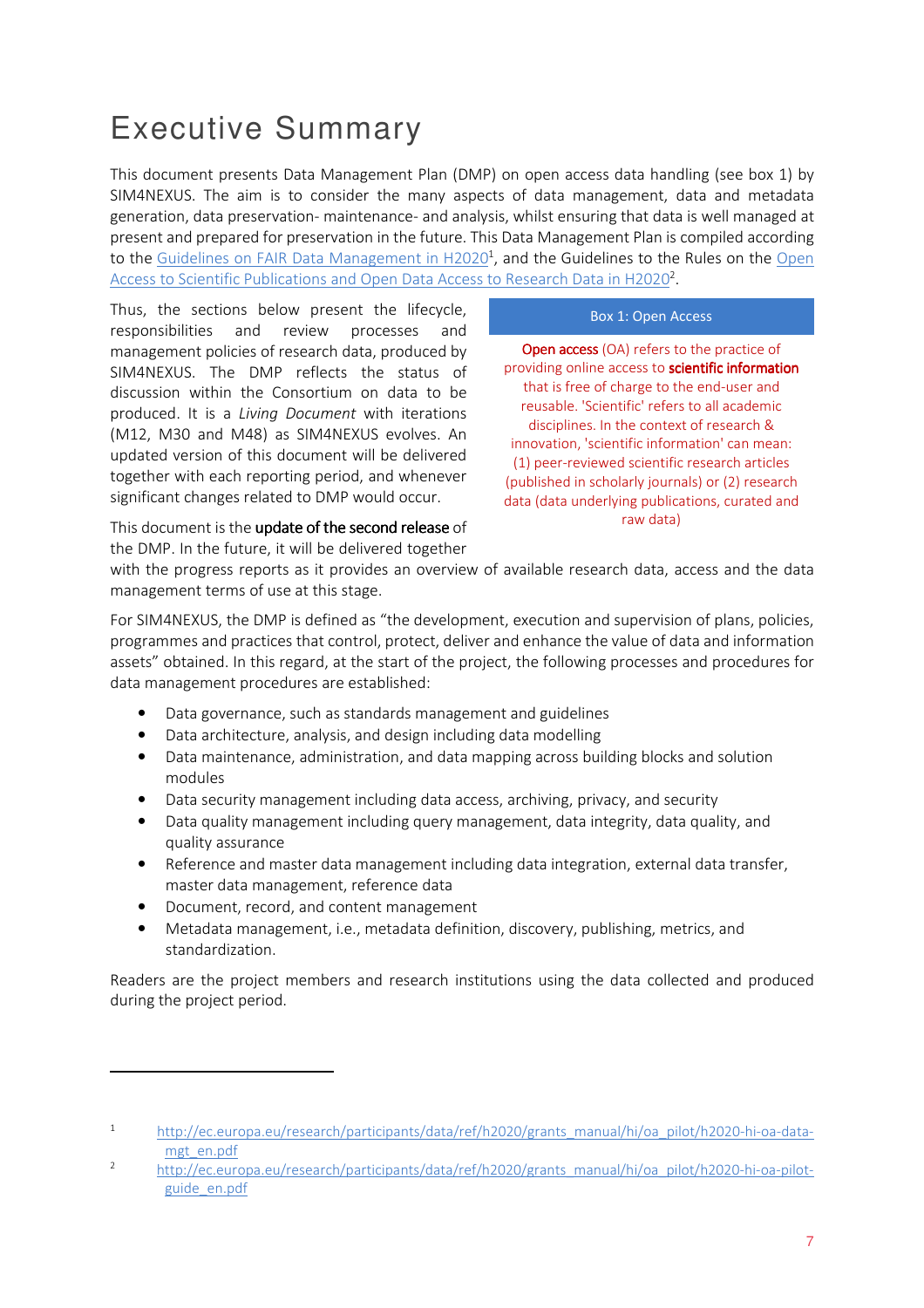# Executive Summary

This document presents Data Management Plan (DMP) on open access data handling (see box 1) by SIM4NEXUS. The aim is to consider the many aspects of data management, data and metadata generation, data preservation- maintenance- and analysis, whilst ensuring that data is well managed at present and prepared for preservation in the future. This Data Management Plan is compiled according to the Guidelines on FAIR Data Management in H2020[1], and the Guidelines to the Rules on the Open Access to Scientific Publications and Open Data Access to Research Data in H2020[2].

Thus, the sections below present the lifecycle, responsibilities and review processes and management policies of research data, produced by SIM4NEXUS. The DMP reflects the status of discussion within the Consortium on data to be produced. It is a *Living Document* with iterations (M12, M30 and M48) as SIM4NEXUS evolves. An updated version of this document will be delivered together with each reporting period, and whenever significant changes related to DMP would occur.

> **Box 1: Open Access**
>
> **Open access** (OA) refers to the practice of providing online access to **scientific information** that is free of charge to the end-user and reusable. 'Scientific' refers to all academic disciplines. In the context of research & innovation, 'scientific information' can mean: (1) peer-reviewed scientific research articles (published in scholarly journals) or (2) research data (data underlying publications, curated and raw data)

This document is the **update of the second release** of the DMP. In the future, it will be delivered together with the progress reports as it provides an overview of available research data, access and the data management terms of use at this stage.

For SIM4NEXUS, the DMP is defined as "the development, execution and supervision of plans, policies, programmes and practices that control, protect, deliver and enhance the value of data and information assets" obtained. In this regard, at the start of the project, the following processes and procedures for data management procedures are established:

- Data governance, such as standards management and guidelines
- Data architecture, analysis, and design including data modelling
- Data maintenance, administration, and data mapping across building blocks and solution modules
- Data security management including data access, archiving, privacy, and security
- Data quality management including query management, data integrity, data quality, and quality assurance
- Reference and master data management including data integration, external data transfer, master data management, reference data
- Document, record, and content management
- Metadata management, i.e., metadata definition, discovery, publishing, metrics, and standardization.

Readers are the project members and research institutions using the data collected and produced during the project period.

---

[1] http://ec.europa.eu/research/participants/data/ref/h2020/grants_manual/hi/oa_pilot/h2020-hi-oa-data-mgt_en.pdf

[2] http://ec.europa.eu/research/participants/data/ref/h2020/grants_manual/hi/oa_pilot/h2020-hi-oa-pilot-guide_en.pdf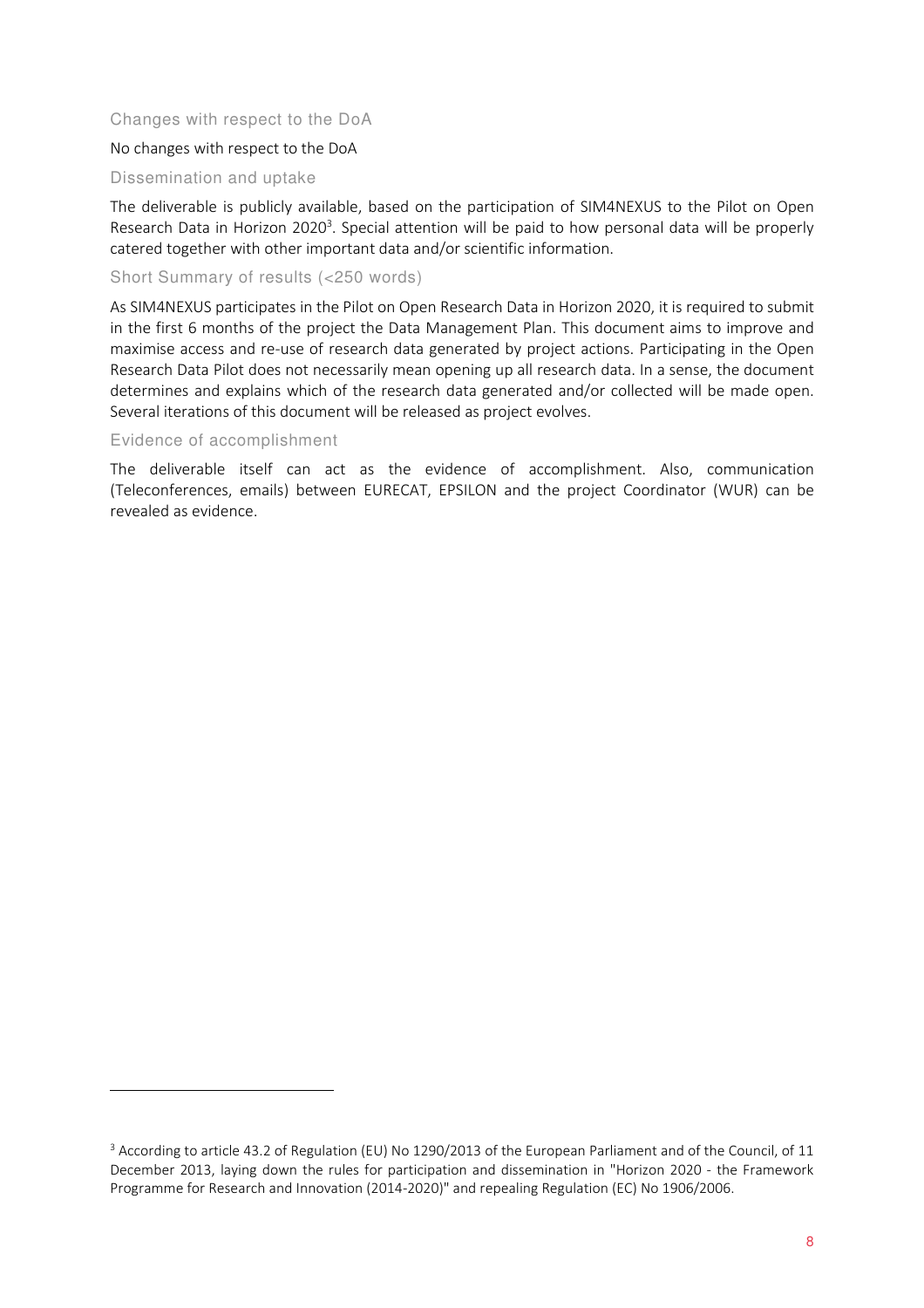### Changes with respect to the DoA

No changes with respect to the DoA

### Dissemination and uptake

The deliverable is publicly available, based on the participation of SIM4NEXUS to the Pilot on Open Research Data in Horizon 2020[3]. Special attention will be paid to how personal data will be properly catered together with other important data and/or scientific information.

### Short Summary of results (<250 words)

As SIM4NEXUS participates in the Pilot on Open Research Data in Horizon 2020, it is required to submit in the first 6 months of the project the Data Management Plan. This document aims to improve and maximise access and re-use of research data generated by project actions. Participating in the Open Research Data Pilot does not necessarily mean opening up all research data. In a sense, the document determines and explains which of the research data generated and/or collected will be made open. Several iterations of this document will be released as project evolves.

### Evidence of accomplishment

The deliverable itself can act as the evidence of accomplishment. Also, communication (Teleconferences, emails) between EURECAT, EPSILON and the project Coordinator (WUR) can be revealed as evidence.

---

[3] According to article 43.2 of Regulation (EU) No 1290/2013 of the European Parliament and of the Council, of 11 December 2013, laying down the rules for participation and dissemination in "Horizon 2020 - the Framework Programme for Research and Innovation (2014-2020)" and repealing Regulation (EC) No 1906/2006.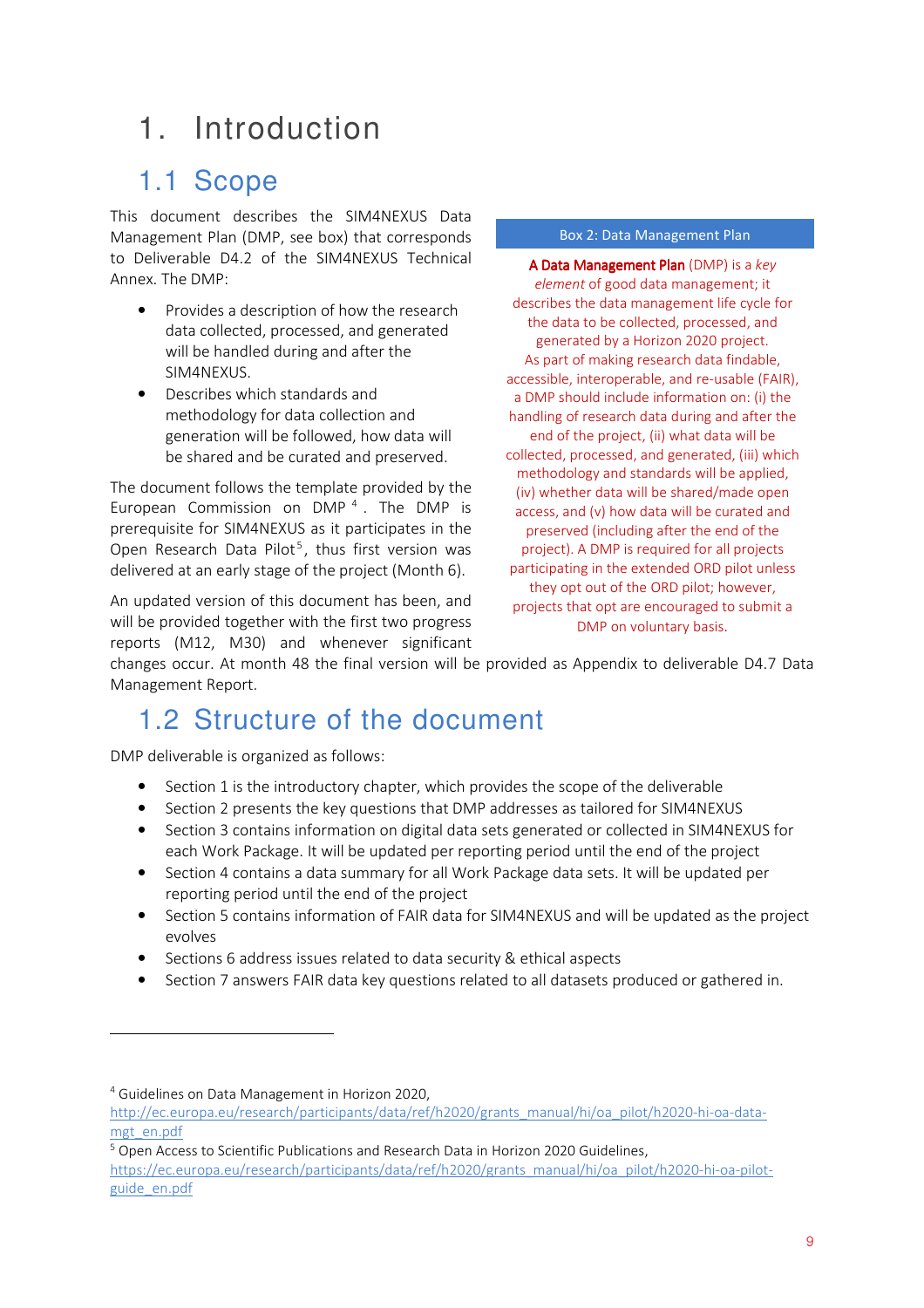# 1. Introduction

## 1.1 Scope

This document describes the SIM4NEXUS Data Management Plan (DMP, see box) that corresponds to Deliverable D4.2 of the SIM4NEXUS Technical Annex. The DMP:

- Provides a description of how the research data collected, processed, and generated will be handled during and after the SIM4NEXUS.
- Describes which standards and methodology for data collection and generation will be followed, how data will be shared and be curated and preserved.

The document follows the template provided by the European Commission on DMP [4]. The DMP is prerequisite for SIM4NEXUS as it participates in the Open Research Data Pilot[5], thus first version was delivered at an early stage of the project (Month 6).

An updated version of this document has been, and will be provided together with the first two progress reports (M12, M30) and whenever significant changes occur. At month 48 the final version will be provided as Appendix to deliverable D4.7 Data Management Report.

**Box 2: Data Management Plan**

**A Data Management Plan** (DMP) is a *key element* of good data management; it describes the data management life cycle for the data to be collected, processed, and generated by a Horizon 2020 project. As part of making research data findable, accessible, interoperable, and re-usable (FAIR), a DMP should include information on: (i) the handling of research data during and after the end of the project, (ii) what data will be collected, processed, and generated, (iii) which methodology and standards will be applied, (iv) whether data will be shared/made open access, and (v) how data will be curated and preserved (including after the end of the project). A DMP is required for all projects participating in the extended ORD pilot unless they opt out of the ORD pilot; however, projects that opt are encouraged to submit a DMP on voluntary basis.

## 1.2 Structure of the document

DMP deliverable is organized as follows:

- Section 1 is the introductory chapter, which provides the scope of the deliverable
- Section 2 presents the key questions that DMP addresses as tailored for SIM4NEXUS
- Section 3 contains information on digital data sets generated or collected in SIM4NEXUS for each Work Package. It will be updated per reporting period until the end of the project
- Section 4 contains a data summary for all Work Package data sets. It will be updated per reporting period until the end of the project
- Section 5 contains information of FAIR data for SIM4NEXUS and will be updated as the project evolves
- Sections 6 address issues related to data security & ethical aspects
- Section 7 answers FAIR data key questions related to all datasets produced or gathered in.

---

[4] Guidelines on Data Management in Horizon 2020, http://ec.europa.eu/research/participants/data/ref/h2020/grants_manual/hi/oa_pilot/h2020-hi-oa-data-mgt_en.pdf

[5] Open Access to Scientific Publications and Research Data in Horizon 2020 Guidelines, https://ec.europa.eu/research/participants/data/ref/h2020/grants_manual/hi/oa_pilot/h2020-hi-oa-pilot-guide_en.pdf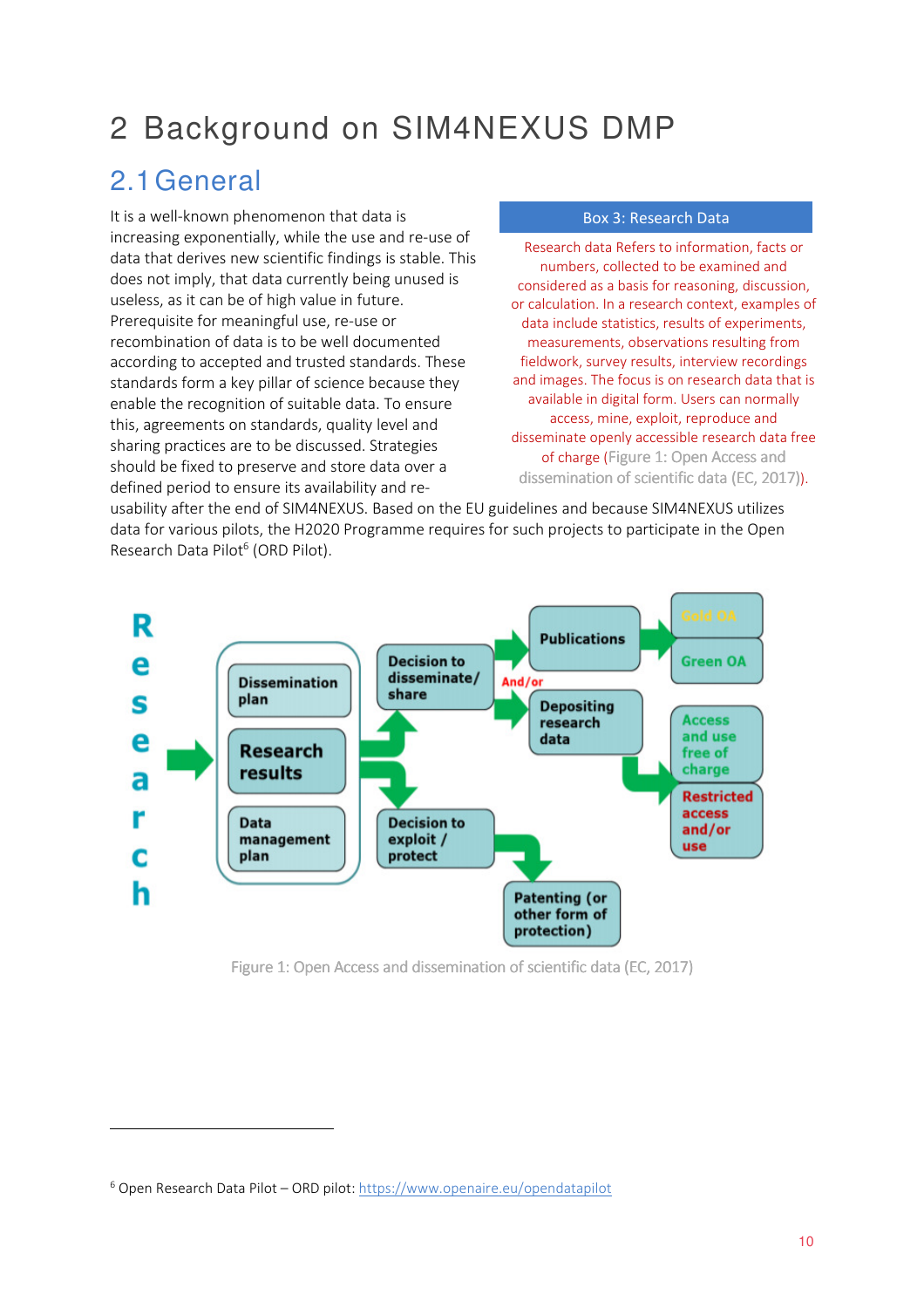# 2 Background on SIM4NEXUS DMP

## 2.1 General

It is a well-known phenomenon that data is increasing exponentially, while the use and re-use of data that derives new scientific findings is stable. This does not imply, that data currently being unused is useless, as it can be of high value in future. Prerequisite for meaningful use, re-use or recombination of data is to be well documented according to accepted and trusted standards. These standards form a key pillar of science because they enable the recognition of suitable data. To ensure this, agreements on standards, quality level and sharing practices are to be discussed. Strategies should be fixed to preserve and store data over a defined period to ensure its availability and re-usability after the end of SIM4NEXUS. Based on the EU guidelines and because SIM4NEXUS utilizes data for various pilots, the H2020 Programme requires for such projects to participate in the Open Research Data Pilot[6] (ORD Pilot).

**Box 3: Research Data**

Research data Refers to information, facts or numbers, collected to be examined and considered as a basis for reasoning, discussion, or calculation. In a research context, examples of data include statistics, results of experiments, measurements, observations resulting from fieldwork, survey results, interview recordings and images. The focus is on research data that is available in digital form. Users can normally access, mine, exploit, reproduce and disseminate openly accessible research data free of charge (Figure 1: Open Access and dissemination of scientific data (EC, 2017)).

Figure 1: Open Access and dissemination of scientific data (EC, 2017)

[6] Open Research Data Pilot – ORD pilot: https://www.openaire.eu/opendatapilot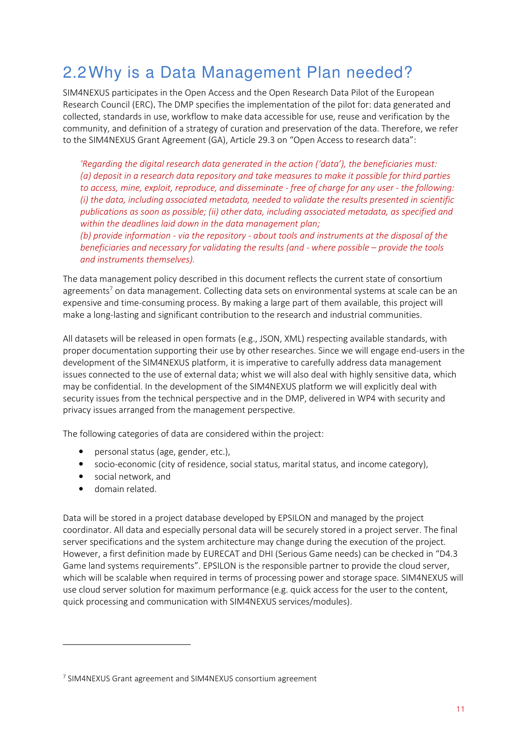## 2.2 Why is a Data Management Plan needed?

SIM4NEXUS participates in the Open Access and the Open Research Data Pilot of the European Research Council (ERC). The DMP specifies the implementation of the pilot for: data generated and collected, standards in use, workflow to make data accessible for use, reuse and verification by the community, and definition of a strategy of curation and preservation of the data. Therefore, we refer to the SIM4NEXUS Grant Agreement (GA), Article 29.3 on "Open Access to research data":

> *'Regarding the digital research data generated in the action ('data'), the beneficiaries must:*
> *(a) deposit in a research data repository and take measures to make it possible for third parties to access, mine, exploit, reproduce, and disseminate - free of charge for any user - the following: (i) the data, including associated metadata, needed to validate the results presented in scientific publications as soon as possible; (ii) other data, including associated metadata, as specified and within the deadlines laid down in the data management plan;*
> *(b) provide information - via the repository - about tools and instruments at the disposal of the beneficiaries and necessary for validating the results (and - where possible – provide the tools and instruments themselves).*

The data management policy described in this document reflects the current state of consortium agreements[7] on data management. Collecting data sets on environmental systems at scale can be an expensive and time-consuming process. By making a large part of them available, this project will make a long-lasting and significant contribution to the research and industrial communities.

All datasets will be released in open formats (e.g., JSON, XML) respecting available standards, with proper documentation supporting their use by other researches. Since we will engage end-users in the development of the SIM4NEXUS platform, it is imperative to carefully address data management issues connected to the use of external data; whist we will also deal with highly sensitive data, which may be confidential. In the development of the SIM4NEXUS platform we will explicitly deal with security issues from the technical perspective and in the DMP, delivered in WP4 with security and privacy issues arranged from the management perspective.

The following categories of data are considered within the project:

- personal status (age, gender, etc.),
- socio-economic (city of residence, social status, marital status, and income category),
- social network, and
- domain related.

Data will be stored in a project database developed by EPSILON and managed by the project coordinator. All data and especially personal data will be securely stored in a project server. The final server specifications and the system architecture may change during the execution of the project. However, a first definition made by EURECAT and DHI (Serious Game needs) can be checked in "D4.3 Game land systems requirements". EPSILON is the responsible partner to provide the cloud server, which will be scalable when required in terms of processing power and storage space. SIM4NEXUS will use cloud server solution for maximum performance (e.g. quick access for the user to the content, quick processing and communication with SIM4NEXUS services/modules).

[7] SIM4NEXUS Grant agreement and SIM4NEXUS consortium agreement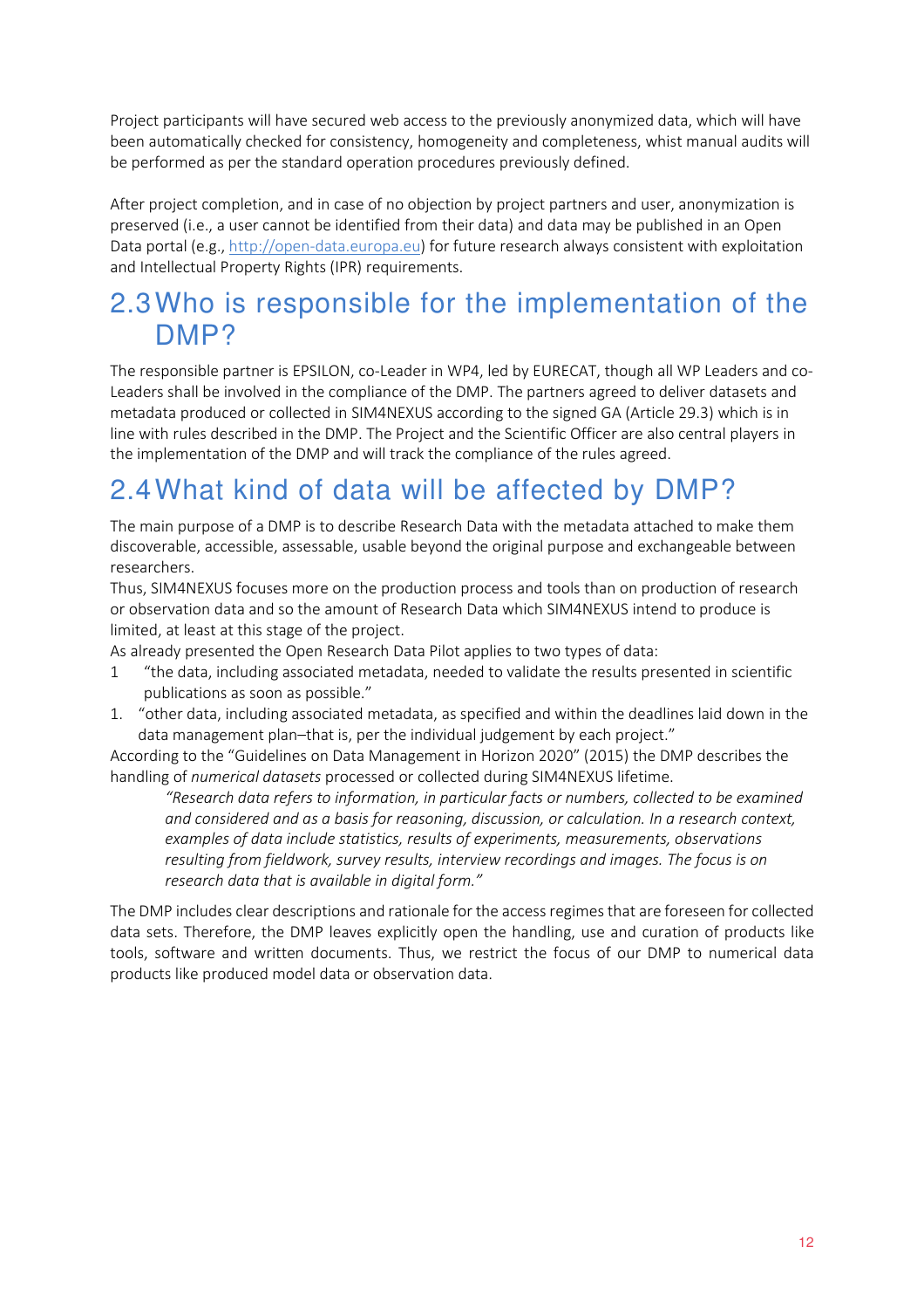Project participants will have secured web access to the previously anonymized data, which will have been automatically checked for consistency, homogeneity and completeness, whist manual audits will be performed as per the standard operation procedures previously defined.

After project completion, and in case of no objection by project partners and user, anonymization is preserved (i.e., a user cannot be identified from their data) and data may be published in an Open Data portal (e.g., http://open-data.europa.eu) for future research always consistent with exploitation and Intellectual Property Rights (IPR) requirements.

## 2.3 Who is responsible for the implementation of the DMP?

The responsible partner is EPSILON, co-Leader in WP4, led by EURECAT, though all WP Leaders and co-Leaders shall be involved in the compliance of the DMP. The partners agreed to deliver datasets and metadata produced or collected in SIM4NEXUS according to the signed GA (Article 29.3) which is in line with rules described in the DMP. The Project and the Scientific Officer are also central players in the implementation of the DMP and will track the compliance of the rules agreed.

## 2.4 What kind of data will be affected by DMP?

The main purpose of a DMP is to describe Research Data with the metadata attached to make them discoverable, accessible, assessable, usable beyond the original purpose and exchangeable between researchers.

Thus, SIM4NEXUS focuses more on the production process and tools than on production of research or observation data and so the amount of Research Data which SIM4NEXUS intend to produce is limited, at least at this stage of the project.

As already presented the Open Research Data Pilot applies to two types of data:

1 "the data, including associated metadata, needed to validate the results presented in scientific publications as soon as possible."

1. "other data, including associated metadata, as specified and within the deadlines laid down in the data management plan–that is, per the individual judgement by each project."

According to the "Guidelines on Data Management in Horizon 2020" (2015) the DMP describes the handling of *numerical datasets* processed or collected during SIM4NEXUS lifetime.

> *"Research data refers to information, in particular facts or numbers, collected to be examined and considered and as a basis for reasoning, discussion, or calculation. In a research context, examples of data include statistics, results of experiments, measurements, observations resulting from fieldwork, survey results, interview recordings and images. The focus is on research data that is available in digital form."*

The DMP includes clear descriptions and rationale for the access regimes that are foreseen for collected data sets. Therefore, the DMP leaves explicitly open the handling, use and curation of products like tools, software and written documents. Thus, we restrict the focus of our DMP to numerical data products like produced model data or observation data.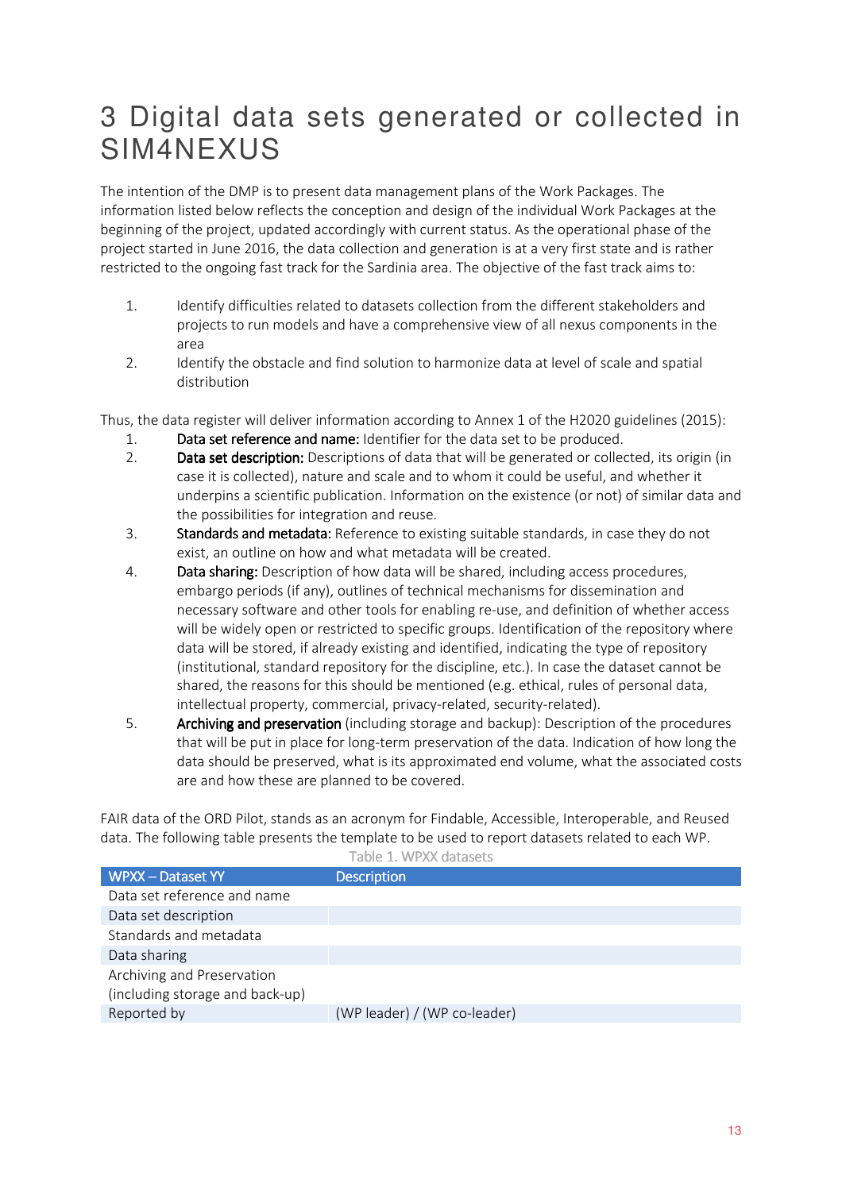# 3 Digital data sets generated or collected in SIM4NEXUS

The intention of the DMP is to present data management plans of the Work Packages. The information listed below reflects the conception and design of the individual Work Packages at the beginning of the project, updated accordingly with current status. As the operational phase of the project started in June 2016, the data collection and generation is at a very first state and is rather restricted to the ongoing fast track for the Sardinia area. The objective of the fast track aims to:

1. Identify difficulties related to datasets collection from the different stakeholders and projects to run models and have a comprehensive view of all nexus components in the area
2. Identify the obstacle and find solution to harmonize data at level of scale and spatial distribution

Thus, the data register will deliver information according to Annex 1 of the H2020 guidelines (2015):

1. **Data set reference and name:** Identifier for the data set to be produced.
2. **Data set description:** Descriptions of data that will be generated or collected, its origin (in case it is collected), nature and scale and to whom it could be useful, and whether it underpins a scientific publication. Information on the existence (or not) of similar data and the possibilities for integration and reuse.
3. **Standards and metadata:** Reference to existing suitable standards, in case they do not exist, an outline on how and what metadata will be created.
4. **Data sharing:** Description of how data will be shared, including access procedures, embargo periods (if any), outlines of technical mechanisms for dissemination and necessary software and other tools for enabling re-use, and definition of whether access will be widely open or restricted to specific groups. Identification of the repository where data will be stored, if already existing and identified, indicating the type of repository (institutional, standard repository for the discipline, etc.). In case the dataset cannot be shared, the reasons for this should be mentioned (e.g. ethical, rules of personal data, intellectual property, commercial, privacy-related, security-related).
5. **Archiving and preservation** (including storage and backup): Description of the procedures that will be put in place for long-term preservation of the data. Indication of how long the data should be preserved, what is its approximated end volume, what the associated costs are and how these are planned to be covered.

FAIR data of the ORD Pilot, stands as an acronym for Findable, Accessible, Interoperable, and Reused data. The following table presents the template to be used to report datasets related to each WP.

Table 1. WPXX datasets

| WPXX – Dataset YY | Description |
|---|---|
| Data set reference and name | |
| Data set description | |
| Standards and metadata | |
| Data sharing | |
| Archiving and Preservation (including storage and back-up) | |
| Reported by | (WP leader) / (WP co-leader) |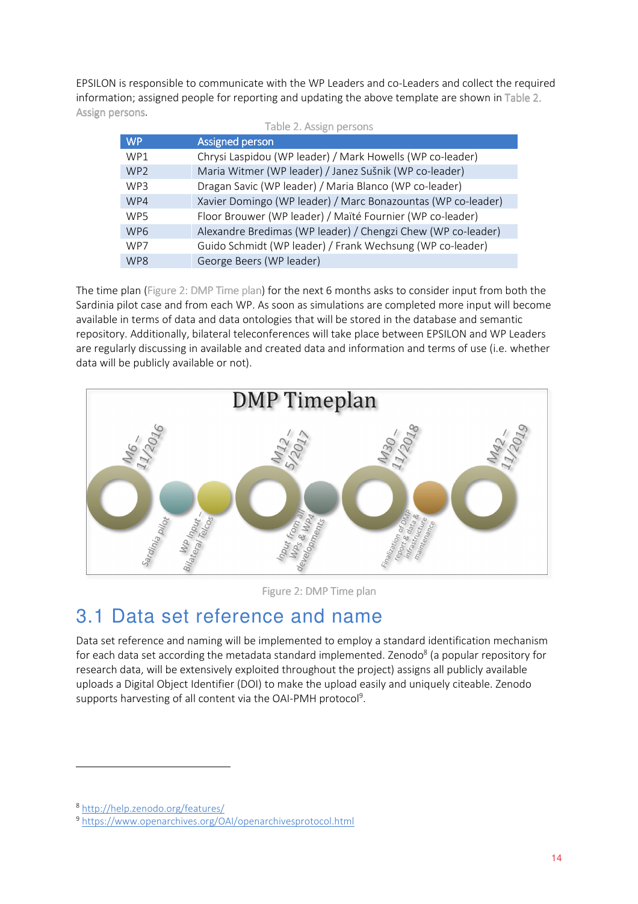EPSILON is responsible to communicate with the WP Leaders and co-Leaders and collect the required information; assigned people for reporting and updating the above template are shown in Table 2. Assign persons.

Table 2. Assign persons

| WP | Assigned person |
|---|---|
| WP1 | Chrysi Laspidou (WP leader) / Mark Howells (WP co-leader) |
| WP2 | Maria Witmer (WP leader) / Janez Sušnik (WP co-leader) |
| WP3 | Dragan Savic (WP leader) / Maria Blanco (WP co-leader) |
| WP4 | Xavier Domingo (WP leader) / Marc Bonazountas (WP co-leader) |
| WP5 | Floor Brouwer (WP leader) / Maïté Fournier (WP co-leader) |
| WP6 | Alexandre Bredimas (WP leader) / Chengzi Chew (WP co-leader) |
| WP7 | Guido Schmidt (WP leader) / Frank Wechsung (WP co-leader) |
| WP8 | George Beers (WP leader) |

The time plan (Figure 2: DMP Time plan) for the next 6 months asks to consider input from both the Sardinia pilot case and from each WP. As soon as simulations are completed more input will become available in terms of data and data ontologies that will be stored in the database and semantic repository. Additionally, bilateral teleconferences will take place between EPSILON and WP Leaders are regularly discussing in available and created data and information and terms of use (i.e. whether data will be publicly available or not).

Figure 2: DMP Time plan

## 3.1 Data set reference and name

Data set reference and naming will be implemented to employ a standard identification mechanism for each data set according the metadata standard implemented. Zenodo[8] (a popular repository for research data, will be extensively exploited throughout the project) assigns all publicly available uploads a Digital Object Identifier (DOI) to make the upload easily and uniquely citeable. Zenodo supports harvesting of all content via the OAI-PMH protocol[9].

[8] http://help.zenodo.org/features/

[9] https://www.openarchives.org/OAI/openarchivesprotocol.html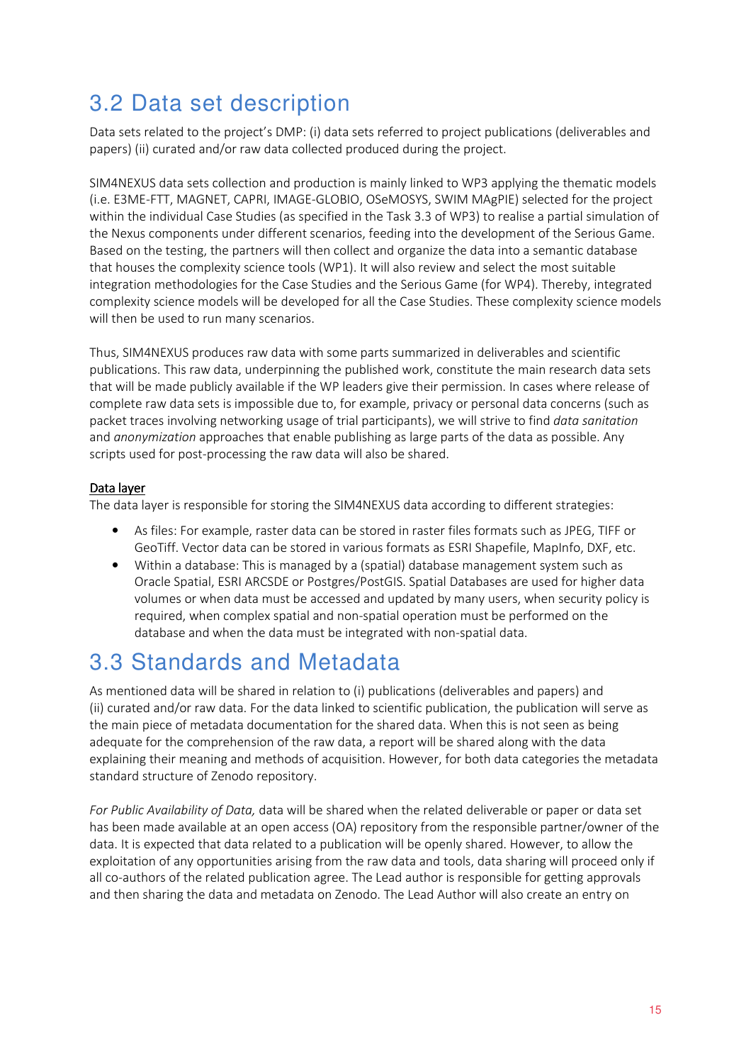## 3.2 Data set description

Data sets related to the project's DMP: (i) data sets referred to project publications (deliverables and papers) (ii) curated and/or raw data collected produced during the project.

SIM4NEXUS data sets collection and production is mainly linked to WP3 applying the thematic models (i.e. E3ME-FTT, MAGNET, CAPRI, IMAGE-GLOBIO, OSeMOSYS, SWIM MAgPIE) selected for the project within the individual Case Studies (as specified in the Task 3.3 of WP3) to realise a partial simulation of the Nexus components under different scenarios, feeding into the development of the Serious Game. Based on the testing, the partners will then collect and organize the data into a semantic database that houses the complexity science tools (WP1). It will also review and select the most suitable integration methodologies for the Case Studies and the Serious Game (for WP4). Thereby, integrated complexity science models will be developed for all the Case Studies. These complexity science models will then be used to run many scenarios.

Thus, SIM4NEXUS produces raw data with some parts summarized in deliverables and scientific publications. This raw data, underpinning the published work, constitute the main research data sets that will be made publicly available if the WP leaders give their permission. In cases where release of complete raw data sets is impossible due to, for example, privacy or personal data concerns (such as packet traces involving networking usage of trial participants), we will strive to find *data sanitation* and *anonymization* approaches that enable publishing as large parts of the data as possible. Any scripts used for post-processing the raw data will also be shared.

<u>Data layer</u>

The data layer is responsible for storing the SIM4NEXUS data according to different strategies:

- As files: For example, raster data can be stored in raster files formats such as JPEG, TIFF or GeoTiff. Vector data can be stored in various formats as ESRI Shapefile, MapInfo, DXF, etc.
- Within a database: This is managed by a (spatial) database management system such as Oracle Spatial, ESRI ARCSDE or Postgres/PostGIS. Spatial Databases are used for higher data volumes or when data must be accessed and updated by many users, when security policy is required, when complex spatial and non-spatial operation must be performed on the database and when the data must be integrated with non-spatial data.

## 3.3 Standards and Metadata

As mentioned data will be shared in relation to (i) publications (deliverables and papers) and (ii) curated and/or raw data. For the data linked to scientific publication, the publication will serve as the main piece of metadata documentation for the shared data. When this is not seen as being adequate for the comprehension of the raw data, a report will be shared along with the data explaining their meaning and methods of acquisition. However, for both data categories the metadata standard structure of Zenodo repository.

*For Public Availability of Data,* data will be shared when the related deliverable or paper or data set has been made available at an open access (OA) repository from the responsible partner/owner of the data. It is expected that data related to a publication will be openly shared. However, to allow the exploitation of any opportunities arising from the raw data and tools, data sharing will proceed only if all co-authors of the related publication agree. The Lead author is responsible for getting approvals and then sharing the data and metadata on Zenodo. The Lead Author will also create an entry on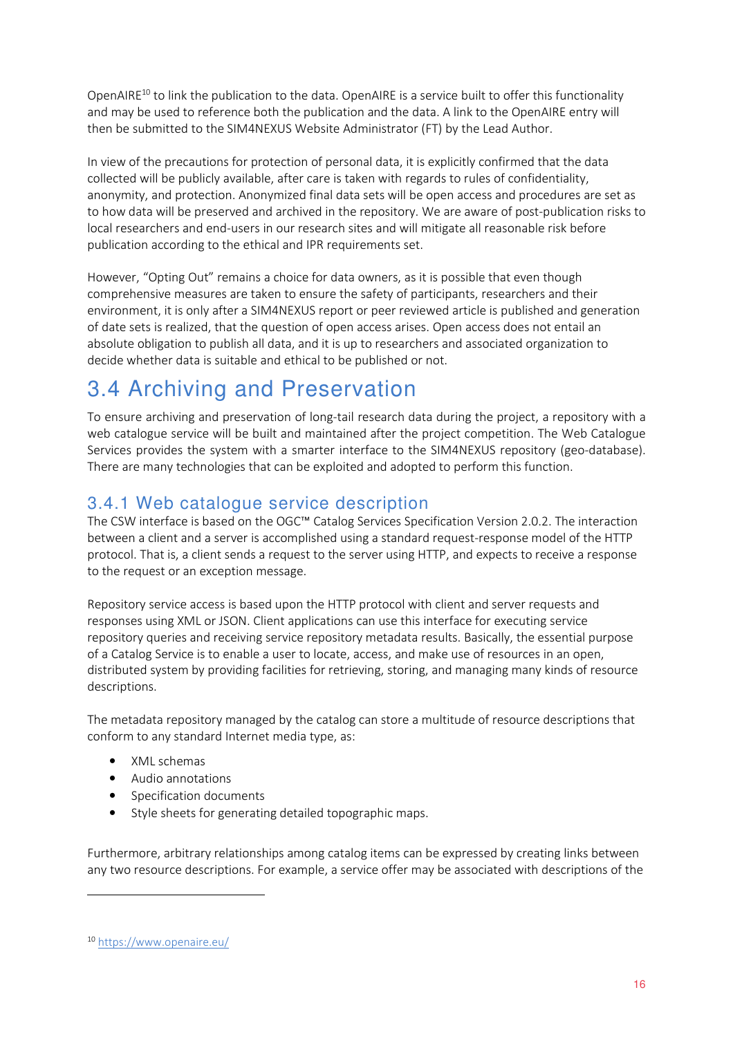OpenAIRE[10] to link the publication to the data. OpenAIRE is a service built to offer this functionality and may be used to reference both the publication and the data. A link to the OpenAIRE entry will then be submitted to the SIM4NEXUS Website Administrator (FT) by the Lead Author.

In view of the precautions for protection of personal data, it is explicitly confirmed that the data collected will be publicly available, after care is taken with regards to rules of confidentiality, anonymity, and protection. Anonymized final data sets will be open access and procedures are set as to how data will be preserved and archived in the repository. We are aware of post-publication risks to local researchers and end-users in our research sites and will mitigate all reasonable risk before publication according to the ethical and IPR requirements set.

However, "Opting Out" remains a choice for data owners, as it is possible that even though comprehensive measures are taken to ensure the safety of participants, researchers and their environment, it is only after a SIM4NEXUS report or peer reviewed article is published and generation of date sets is realized, that the question of open access arises. Open access does not entail an absolute obligation to publish all data, and it is up to researchers and associated organization to decide whether data is suitable and ethical to be published or not.

## 3.4 Archiving and Preservation

To ensure archiving and preservation of long-tail research data during the project, a repository with a web catalogue service will be built and maintained after the project competition. The Web Catalogue Services provides the system with a smarter interface to the SIM4NEXUS repository (geo-database). There are many technologies that can be exploited and adopted to perform this function.

### 3.4.1 Web catalogue service description

The CSW interface is based on the OGC™ Catalog Services Specification Version 2.0.2. The interaction between a client and a server is accomplished using a standard request-response model of the HTTP protocol. That is, a client sends a request to the server using HTTP, and expects to receive a response to the request or an exception message.

Repository service access is based upon the HTTP protocol with client and server requests and responses using XML or JSON. Client applications can use this interface for executing service repository queries and receiving service repository metadata results. Basically, the essential purpose of a Catalog Service is to enable a user to locate, access, and make use of resources in an open, distributed system by providing facilities for retrieving, storing, and managing many kinds of resource descriptions.

The metadata repository managed by the catalog can store a multitude of resource descriptions that conform to any standard Internet media type, as:

- XML schemas
- Audio annotations
- Specification documents
- Style sheets for generating detailed topographic maps.

Furthermore, arbitrary relationships among catalog items can be expressed by creating links between any two resource descriptions. For example, a service offer may be associated with descriptions of the

[10] https://www.openaire.eu/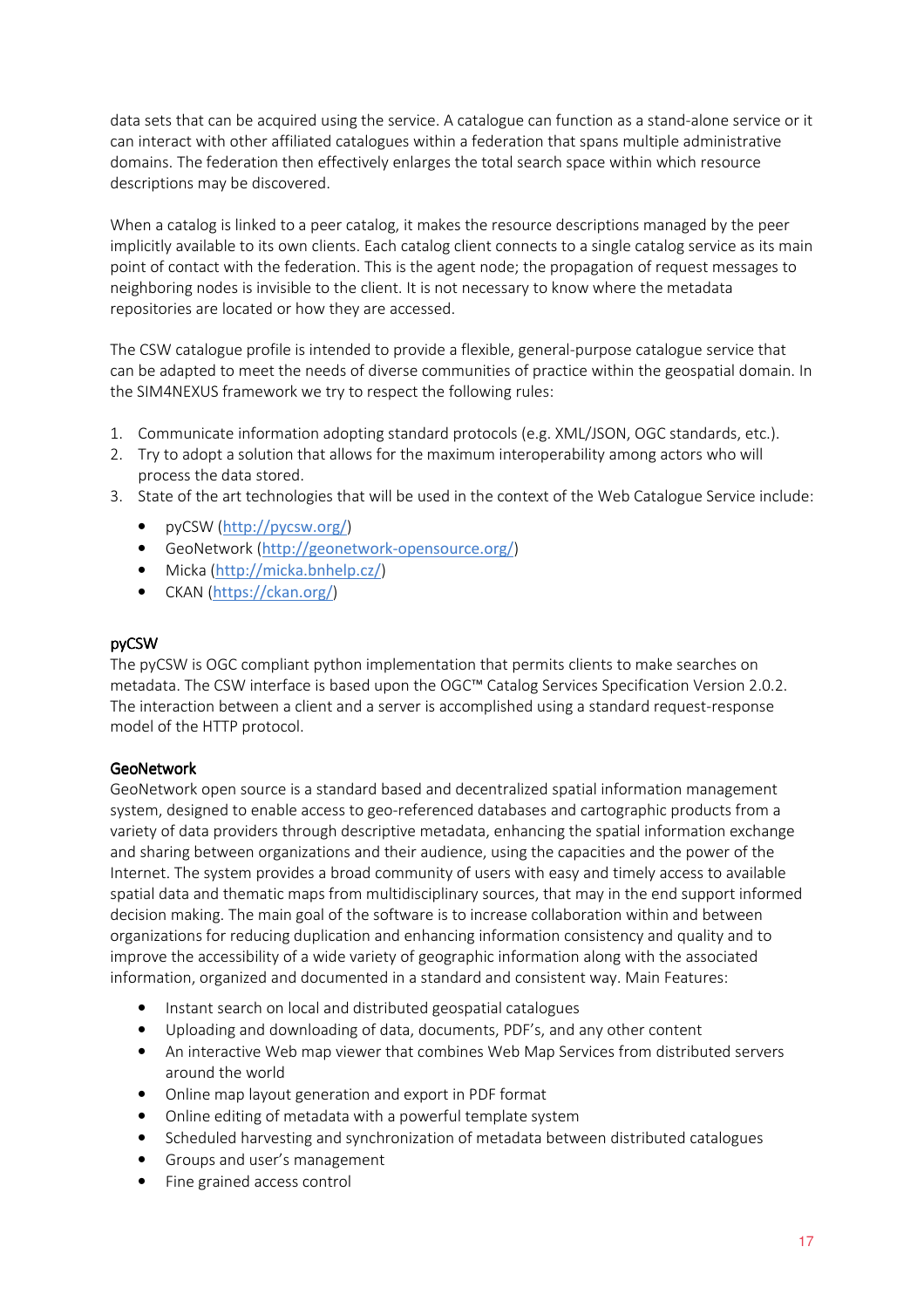data sets that can be acquired using the service. A catalogue can function as a stand-alone service or it can interact with other affiliated catalogues within a federation that spans multiple administrative domains. The federation then effectively enlarges the total search space within which resource descriptions may be discovered.

When a catalog is linked to a peer catalog, it makes the resource descriptions managed by the peer implicitly available to its own clients. Each catalog client connects to a single catalog service as its main point of contact with the federation. This is the agent node; the propagation of request messages to neighboring nodes is invisible to the client. It is not necessary to know where the metadata repositories are located or how they are accessed.

The CSW catalogue profile is intended to provide a flexible, general-purpose catalogue service that can be adapted to meet the needs of diverse communities of practice within the geospatial domain. In the SIM4NEXUS framework we try to respect the following rules:

1. Communicate information adopting standard protocols (e.g. XML/JSON, OGC standards, etc.).
2. Try to adopt a solution that allows for the maximum interoperability among actors who will process the data stored.
3. State of the art technologies that will be used in the context of the Web Catalogue Service include:
    - pyCSW (http://pycsw.org/)
    - GeoNetwork (http://geonetwork-opensource.org/)
    - Micka (http://micka.bnhelp.cz/)
    - CKAN (https://ckan.org/)

**pyCSW**

The pyCSW is OGC compliant python implementation that permits clients to make searches on metadata. The CSW interface is based upon the OGC™ Catalog Services Specification Version 2.0.2. The interaction between a client and a server is accomplished using a standard request-response model of the HTTP protocol.

**GeoNetwork**

GeoNetwork open source is a standard based and decentralized spatial information management system, designed to enable access to geo-referenced databases and cartographic products from a variety of data providers through descriptive metadata, enhancing the spatial information exchange and sharing between organizations and their audience, using the capacities and the power of the Internet. The system provides a broad community of users with easy and timely access to available spatial data and thematic maps from multidisciplinary sources, that may in the end support informed decision making. The main goal of the software is to increase collaboration within and between organizations for reducing duplication and enhancing information consistency and quality and to improve the accessibility of a wide variety of geographic information along with the associated information, organized and documented in a standard and consistent way. Main Features:

- Instant search on local and distributed geospatial catalogues
- Uploading and downloading of data, documents, PDF's, and any other content
- An interactive Web map viewer that combines Web Map Services from distributed servers around the world
- Online map layout generation and export in PDF format
- Online editing of metadata with a powerful template system
- Scheduled harvesting and synchronization of metadata between distributed catalogues
- Groups and user's management
- Fine grained access control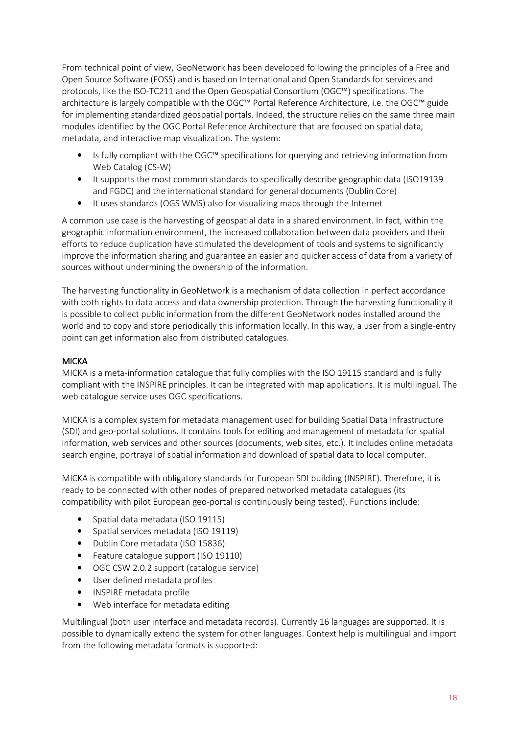From technical point of view, GeoNetwork has been developed following the principles of a Free and Open Source Software (FOSS) and is based on International and Open Standards for services and protocols, like the ISO-TC211 and the Open Geospatial Consortium (OGC™) specifications. The architecture is largely compatible with the OGC™ Portal Reference Architecture, i.e. the OGC™ guide for implementing standardized geospatial portals. Indeed, the structure relies on the same three main modules identified by the OGC Portal Reference Architecture that are focused on spatial data, metadata, and interactive map visualization. The system:

- Is fully compliant with the OGC™ specifications for querying and retrieving information from Web Catalog (CS-W)
- It supports the most common standards to specifically describe geographic data (ISO19139 and FGDC) and the international standard for general documents (Dublin Core)
- It uses standards (OGS WMS) also for visualizing maps through the Internet

A common use case is the harvesting of geospatial data in a shared environment. In fact, within the geographic information environment, the increased collaboration between data providers and their efforts to reduce duplication have stimulated the development of tools and systems to significantly improve the information sharing and guarantee an easier and quicker access of data from a variety of sources without undermining the ownership of the information.

The harvesting functionality in GeoNetwork is a mechanism of data collection in perfect accordance with both rights to data access and data ownership protection. Through the harvesting functionality it is possible to collect public information from the different GeoNetwork nodes installed around the world and to copy and store periodically this information locally. In this way, a user from a single-entry point can get information also from distributed catalogues.

### MICKA

MICKA is a meta-information catalogue that fully complies with the ISO 19115 standard and is fully compliant with the INSPIRE principles. It can be integrated with map applications. It is multilingual. The web catalogue service uses OGC specifications.

MICKA is a complex system for metadata management used for building Spatial Data Infrastructure (SDI) and geo-portal solutions. It contains tools for editing and management of metadata for spatial information, web services and other sources (documents, web sites, etc.). It includes online metadata search engine, portrayal of spatial information and download of spatial data to local computer.

MICKA is compatible with obligatory standards for European SDI building (INSPIRE). Therefore, it is ready to be connected with other nodes of prepared networked metadata catalogues (its compatibility with pilot European geo-portal is continuously being tested). Functions include:

- Spatial data metadata (ISO 19115)
- Spatial services metadata (ISO 19119)
- Dublin Core metadata (ISO 15836)
- Feature catalogue support (ISO 19110)
- OGC CSW 2.0.2 support (catalogue service)
- User defined metadata profiles
- INSPIRE metadata profile
- Web interface for metadata editing

Multilingual (both user interface and metadata records). Currently 16 languages are supported. It is possible to dynamically extend the system for other languages. Context help is multilingual and import from the following metadata formats is supported: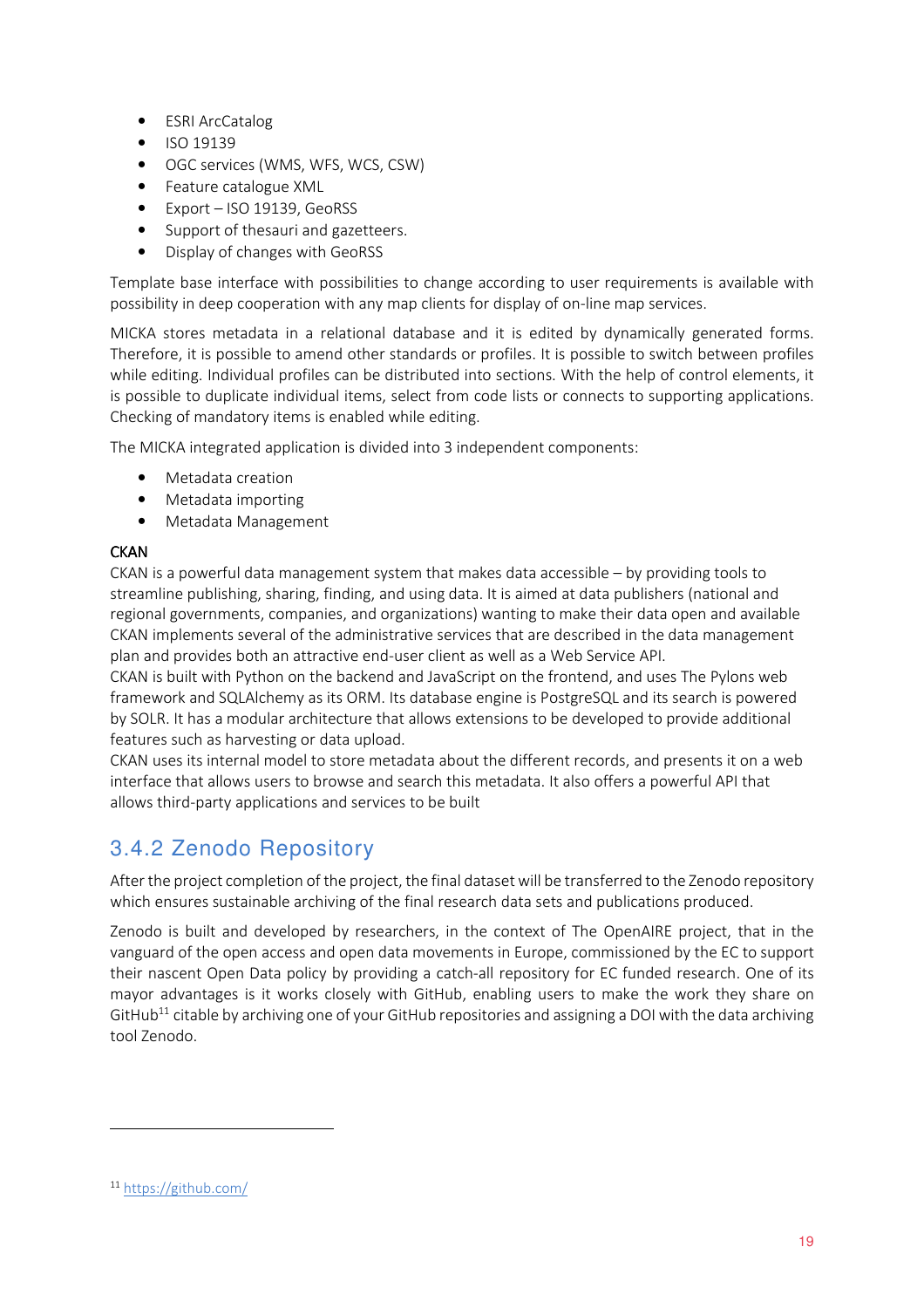- ESRI ArcCatalog
- ISO 19139
- OGC services (WMS, WFS, WCS, CSW)
- Feature catalogue XML
- Export – ISO 19139, GeoRSS
- Support of thesauri and gazetteers.
- Display of changes with GeoRSS

Template base interface with possibilities to change according to user requirements is available with possibility in deep cooperation with any map clients for display of on-line map services.

MICKA stores metadata in a relational database and it is edited by dynamically generated forms. Therefore, it is possible to amend other standards or profiles. It is possible to switch between profiles while editing. Individual profiles can be distributed into sections. With the help of control elements, it is possible to duplicate individual items, select from code lists or connects to supporting applications. Checking of mandatory items is enabled while editing.

The MICKA integrated application is divided into 3 independent components:

- Metadata creation
- Metadata importing
- Metadata Management

**CKAN**

CKAN is a powerful data management system that makes data accessible – by providing tools to streamline publishing, sharing, finding, and using data. It is aimed at data publishers (national and regional governments, companies, and organizations) wanting to make their data open and available CKAN implements several of the administrative services that are described in the data management plan and provides both an attractive end-user client as well as a Web Service API.

CKAN is built with Python on the backend and JavaScript on the frontend, and uses The Pylons web framework and SQLAlchemy as its ORM. Its database engine is PostgreSQL and its search is powered by SOLR. It has a modular architecture that allows extensions to be developed to provide additional features such as harvesting or data upload.

CKAN uses its internal model to store metadata about the different records, and presents it on a web interface that allows users to browse and search this metadata. It also offers a powerful API that allows third-party applications and services to be built

## 3.4.2 Zenodo Repository

After the project completion of the project, the final dataset will be transferred to the Zenodo repository which ensures sustainable archiving of the final research data sets and publications produced.

Zenodo is built and developed by researchers, in the context of The OpenAIRE project, that in the vanguard of the open access and open data movements in Europe, commissioned by the EC to support their nascent Open Data policy by providing a catch-all repository for EC funded research. One of its mayor advantages is it works closely with GitHub, enabling users to make the work they share on GitHub[11] citable by archiving one of your GitHub repositories and assigning a DOI with the data archiving tool Zenodo.

[11] https://github.com/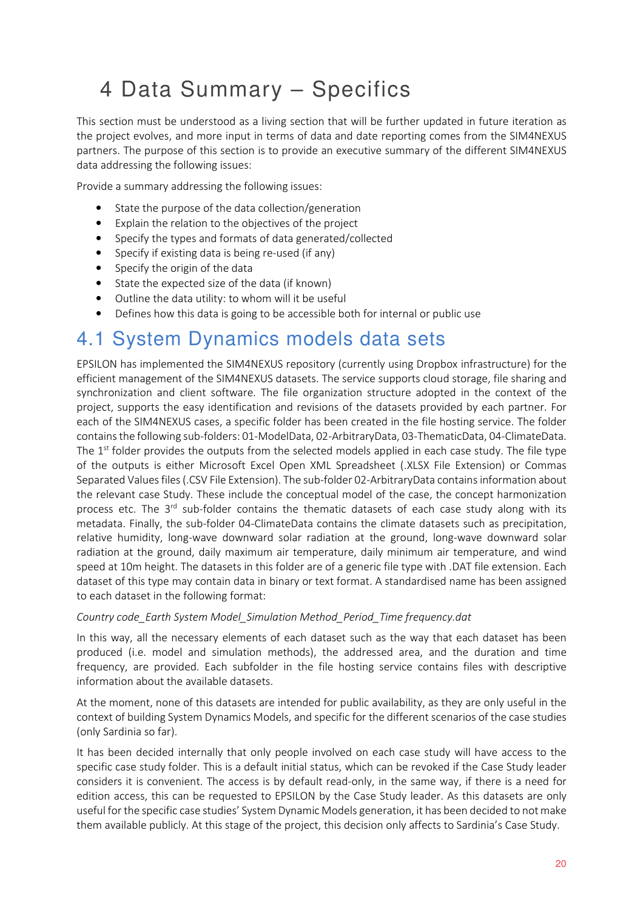# 4 Data Summary – Specifics

This section must be understood as a living section that will be further updated in future iteration as the project evolves, and more input in terms of data and date reporting comes from the SIM4NEXUS partners. The purpose of this section is to provide an executive summary of the different SIM4NEXUS data addressing the following issues:

Provide a summary addressing the following issues:

- State the purpose of the data collection/generation
- Explain the relation to the objectives of the project
- Specify the types and formats of data generated/collected
- Specify if existing data is being re-used (if any)
- Specify the origin of the data
- State the expected size of the data (if known)
- Outline the data utility: to whom will it be useful
- Defines how this data is going to be accessible both for internal or public use

## 4.1 System Dynamics models data sets

EPSILON has implemented the SIM4NEXUS repository (currently using Dropbox infrastructure) for the efficient management of the SIM4NEXUS datasets. The service supports cloud storage, file sharing and synchronization and client software. The file organization structure adopted in the context of the project, supports the easy identification and revisions of the datasets provided by each partner. For each of the SIM4NEXUS cases, a specific folder has been created in the file hosting service. The folder contains the following sub-folders: 01-ModelData, 02-ArbitraryData, 03-ThematicData, 04-ClimateData. The 1st folder provides the outputs from the selected models applied in each case study. The file type of the outputs is either Microsoft Excel Open XML Spreadsheet (.XLSX File Extension) or Commas Separated Values files (.CSV File Extension). The sub-folder 02-ArbitraryData contains information about the relevant case Study. These include the conceptual model of the case, the concept harmonization process etc. The 3rd sub-folder contains the thematic datasets of each case study along with its metadata. Finally, the sub-folder 04-ClimateData contains the climate datasets such as precipitation, relative humidity, long-wave downward solar radiation at the ground, long-wave downward solar radiation at the ground, daily maximum air temperature, daily minimum air temperature, and wind speed at 10m height. The datasets in this folder are of a generic file type with .DAT file extension. Each dataset of this type may contain data in binary or text format. A standardised name has been assigned to each dataset in the following format:

*Country code_Earth System Model_Simulation Method_Period_Time frequency.dat*

In this way, all the necessary elements of each dataset such as the way that each dataset has been produced (i.e. model and simulation methods), the addressed area, and the duration and time frequency, are provided. Each subfolder in the file hosting service contains files with descriptive information about the available datasets.

At the moment, none of this datasets are intended for public availability, as they are only useful in the context of building System Dynamics Models, and specific for the different scenarios of the case studies (only Sardinia so far).

It has been decided internally that only people involved on each case study will have access to the specific case study folder. This is a default initial status, which can be revoked if the Case Study leader considers it is convenient. The access is by default read-only, in the same way, if there is a need for edition access, this can be requested to EPSILON by the Case Study leader. As this datasets are only useful for the specific case studies' System Dynamic Models generation, it has been decided to not make them available publicly. At this stage of the project, this decision only affects to Sardinia's Case Study.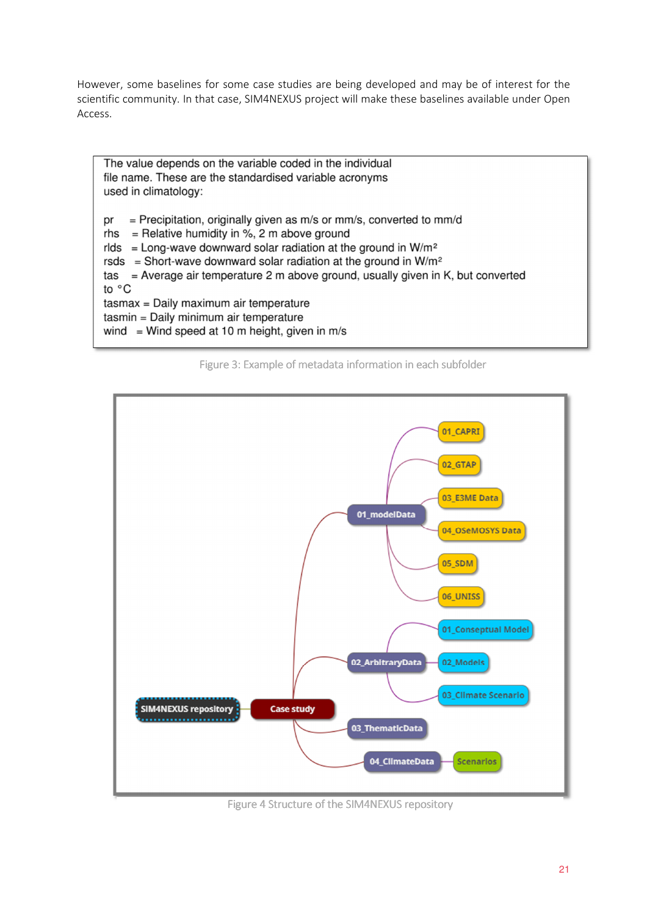However, some baselines for some case studies are being developed and may be of interest for the scientific community. In that case, SIM4NEXUS project will make these baselines available under Open Access.

The value depends on the variable coded in the individual file name. These are the standardised variable acronyms used in climatology:

pr = Precipitation, originally given as m/s or mm/s, converted to mm/d
rhs = Relative humidity in %, 2 m above ground
rlds = Long-wave downward solar radiation at the ground in W/m²
rsds = Short-wave downward solar radiation at the ground in W/m²
tas = Average air temperature 2 m above ground, usually given in K, but converted to °C
tasmax = Daily maximum air temperature
tasmin = Daily minimum air temperature
wind = Wind speed at 10 m height, given in m/s

Figure 3: Example of metadata information in each subfolder

- SIM4NEXUS repository
  - Case study
    - 01_modelData
      - 01_CAPRI
      - 02_GTAP
      - 03_E3ME Data
      - 04_OSeMOSYS Data
      - 05_SDM
      - 06_UNISS
    - 02_ArbitraryData
      - 01_Conseptual Model
      - 02_Models
      - 03_Climate Scenario
    - 03_ThematicData
    - 04_ClimateData
      - Scenarios

Figure 4 Structure of the SIM4NEXUS repository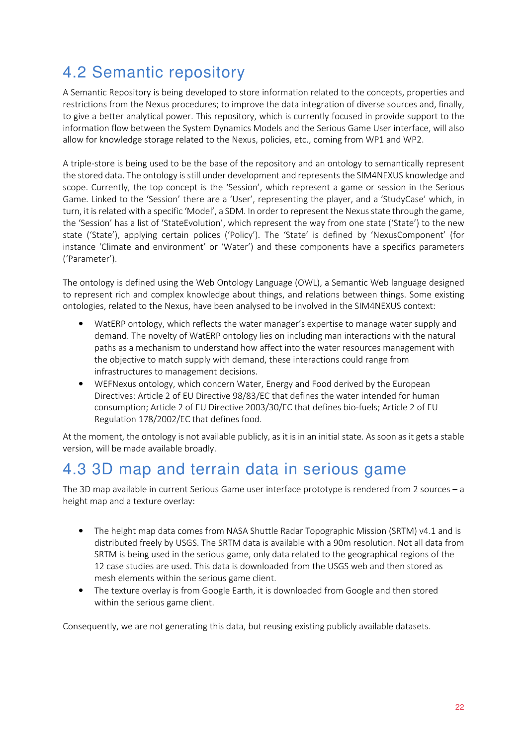## 4.2 Semantic repository

A Semantic Repository is being developed to store information related to the concepts, properties and restrictions from the Nexus procedures; to improve the data integration of diverse sources and, finally, to give a better analytical power. This repository, which is currently focused in provide support to the information flow between the System Dynamics Models and the Serious Game User interface, will also allow for knowledge storage related to the Nexus, policies, etc., coming from WP1 and WP2.

A triple-store is being used to be the base of the repository and an ontology to semantically represent the stored data. The ontology is still under development and represents the SIM4NEXUS knowledge and scope. Currently, the top concept is the 'Session', which represent a game or session in the Serious Game. Linked to the 'Session' there are a 'User', representing the player, and a 'StudyCase' which, in turn, it is related with a specific 'Model', a SDM. In order to represent the Nexus state through the game, the 'Session' has a list of 'StateEvolution', which represent the way from one state ('State') to the new state ('State'), applying certain polices ('Policy'). The 'State' is defined by 'NexusComponent' (for instance 'Climate and environment' or 'Water') and these components have a specifics parameters ('Parameter').

The ontology is defined using the Web Ontology Language (OWL), a Semantic Web language designed to represent rich and complex knowledge about things, and relations between things. Some existing ontologies, related to the Nexus, have been analysed to be involved in the SIM4NEXUS context:

- WatERP ontology, which reflects the water manager's expertise to manage water supply and demand. The novelty of WatERP ontology lies on including man interactions with the natural paths as a mechanism to understand how affect into the water resources management with the objective to match supply with demand, these interactions could range from infrastructures to management decisions.
- WEFNexus ontology, which concern Water, Energy and Food derived by the European Directives: Article 2 of EU Directive 98/83/EC that defines the water intended for human consumption; Article 2 of EU Directive 2003/30/EC that defines bio-fuels; Article 2 of EU Regulation 178/2002/EC that defines food.

At the moment, the ontology is not available publicly, as it is in an initial state. As soon as it gets a stable version, will be made available broadly.

## 4.3 3D map and terrain data in serious game

The 3D map available in current Serious Game user interface prototype is rendered from 2 sources – a height map and a texture overlay:

- The height map data comes from NASA Shuttle Radar Topographic Mission (SRTM) v4.1 and is distributed freely by USGS. The SRTM data is available with a 90m resolution. Not all data from SRTM is being used in the serious game, only data related to the geographical regions of the 12 case studies are used. This data is downloaded from the USGS web and then stored as mesh elements within the serious game client.
- The texture overlay is from Google Earth, it is downloaded from Google and then stored within the serious game client.

Consequently, we are not generating this data, but reusing existing publicly available datasets.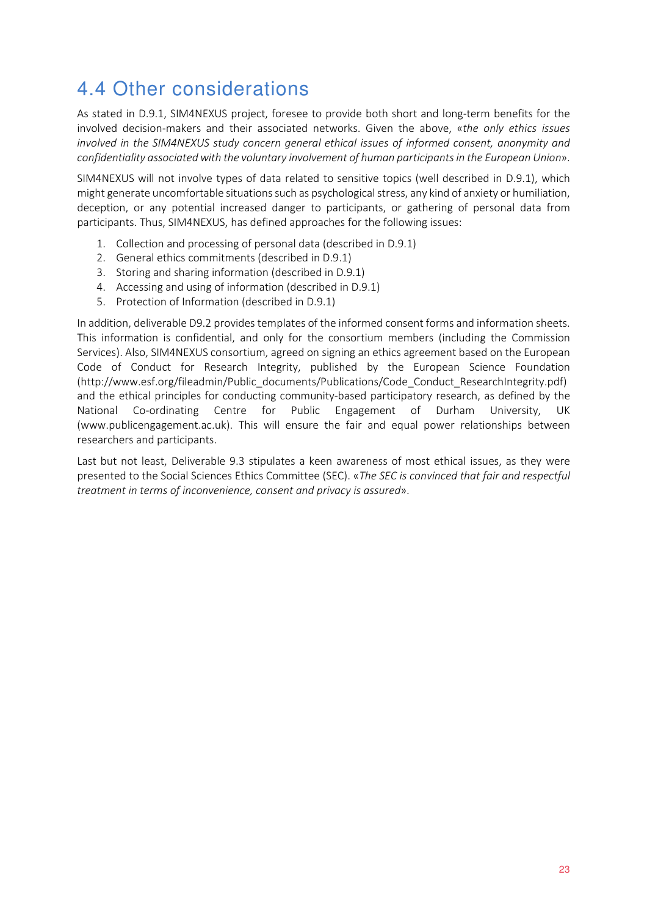## 4.4 Other considerations

As stated in D.9.1, SIM4NEXUS project, foresee to provide both short and long-term benefits for the involved decision-makers and their associated networks. Given the above, «*the only ethics issues involved in the SIM4NEXUS study concern general ethical issues of informed consent, anonymity and confidentiality associated with the voluntary involvement of human participants in the European Union*».

SIM4NEXUS will not involve types of data related to sensitive topics (well described in D.9.1), which might generate uncomfortable situations such as psychological stress, any kind of anxiety or humiliation, deception, or any potential increased danger to participants, or gathering of personal data from participants. Thus, SIM4NEXUS, has defined approaches for the following issues:

1. Collection and processing of personal data (described in D.9.1)
2. General ethics commitments (described in D.9.1)
3. Storing and sharing information (described in D.9.1)
4. Accessing and using of information (described in D.9.1)
5. Protection of Information (described in D.9.1)

In addition, deliverable D9.2 provides templates of the informed consent forms and information sheets. This information is confidential, and only for the consortium members (including the Commission Services). Also, SIM4NEXUS consortium, agreed on signing an ethics agreement based on the European Code of Conduct for Research Integrity, published by the European Science Foundation (http://www.esf.org/fileadmin/Public_documents/Publications/Code_Conduct_ResearchIntegrity.pdf) and the ethical principles for conducting community-based participatory research, as defined by the National Co-ordinating Centre for Public Engagement of Durham University, UK (www.publicengagement.ac.uk). This will ensure the fair and equal power relationships between researchers and participants.

Last but not least, Deliverable 9.3 stipulates a keen awareness of most ethical issues, as they were presented to the Social Sciences Ethics Committee (SEC). «*The SEC is convinced that fair and respectful treatment in terms of inconvenience, consent and privacy is assured*».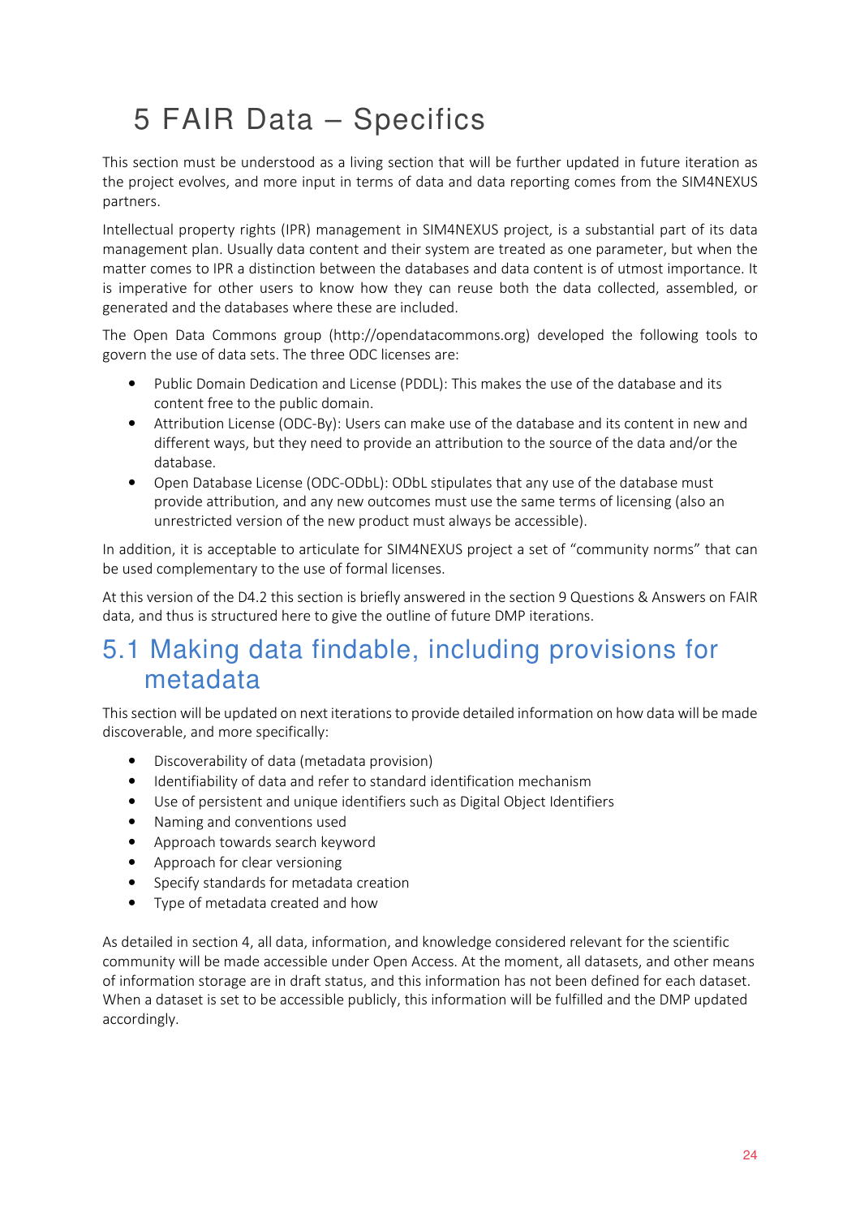# 5 FAIR Data – Specifics

This section must be understood as a living section that will be further updated in future iteration as the project evolves, and more input in terms of data and data reporting comes from the SIM4NEXUS partners.

Intellectual property rights (IPR) management in SIM4NEXUS project, is a substantial part of its data management plan. Usually data content and their system are treated as one parameter, but when the matter comes to IPR a distinction between the databases and data content is of utmost importance. It is imperative for other users to know how they can reuse both the data collected, assembled, or generated and the databases where these are included.

The Open Data Commons group (http://opendatacommons.org) developed the following tools to govern the use of data sets. The three ODC licenses are:

- Public Domain Dedication and License (PDDL): This makes the use of the database and its content free to the public domain.
- Attribution License (ODC-By): Users can make use of the database and its content in new and different ways, but they need to provide an attribution to the source of the data and/or the database.
- Open Database License (ODC-ODbL): ODbL stipulates that any use of the database must provide attribution, and any new outcomes must use the same terms of licensing (also an unrestricted version of the new product must always be accessible).

In addition, it is acceptable to articulate for SIM4NEXUS project a set of "community norms" that can be used complementary to the use of formal licenses.

At this version of the D4.2 this section is briefly answered in the section 9 Questions & Answers on FAIR data, and thus is structured here to give the outline of future DMP iterations.

## 5.1 Making data findable, including provisions for metadata

This section will be updated on next iterations to provide detailed information on how data will be made discoverable, and more specifically:

- Discoverability of data (metadata provision)
- Identifiability of data and refer to standard identification mechanism
- Use of persistent and unique identifiers such as Digital Object Identifiers
- Naming and conventions used
- Approach towards search keyword
- Approach for clear versioning
- Specify standards for metadata creation
- Type of metadata created and how

As detailed in section 4, all data, information, and knowledge considered relevant for the scientific community will be made accessible under Open Access. At the moment, all datasets, and other means of information storage are in draft status, and this information has not been defined for each dataset. When a dataset is set to be accessible publicly, this information will be fulfilled and the DMP updated accordingly.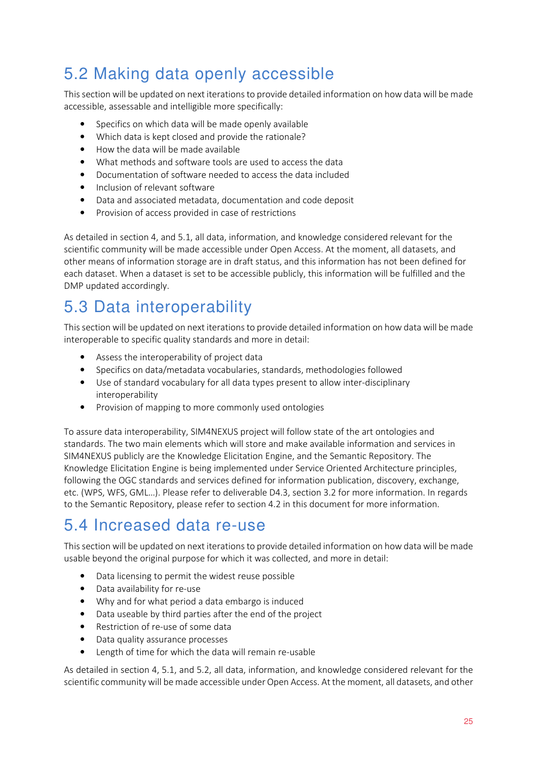## 5.2 Making data openly accessible

This section will be updated on next iterations to provide detailed information on how data will be made accessible, assessable and intelligible more specifically:

- Specifics on which data will be made openly available
- Which data is kept closed and provide the rationale?
- How the data will be made available
- What methods and software tools are used to access the data
- Documentation of software needed to access the data included
- Inclusion of relevant software
- Data and associated metadata, documentation and code deposit
- Provision of access provided in case of restrictions

As detailed in section 4, and 5.1, all data, information, and knowledge considered relevant for the scientific community will be made accessible under Open Access. At the moment, all datasets, and other means of information storage are in draft status, and this information has not been defined for each dataset. When a dataset is set to be accessible publicly, this information will be fulfilled and the DMP updated accordingly.

## 5.3 Data interoperability

This section will be updated on next iterations to provide detailed information on how data will be made interoperable to specific quality standards and more in detail:

- Assess the interoperability of project data
- Specifics on data/metadata vocabularies, standards, methodologies followed
- Use of standard vocabulary for all data types present to allow inter-disciplinary interoperability
- Provision of mapping to more commonly used ontologies

To assure data interoperability, SIM4NEXUS project will follow state of the art ontologies and standards. The two main elements which will store and make available information and services in SIM4NEXUS publicly are the Knowledge Elicitation Engine, and the Semantic Repository. The Knowledge Elicitation Engine is being implemented under Service Oriented Architecture principles, following the OGC standards and services defined for information publication, discovery, exchange, etc. (WPS, WFS, GML…). Please refer to deliverable D4.3, section 3.2 for more information. In regards to the Semantic Repository, please refer to section 4.2 in this document for more information.

## 5.4 Increased data re-use

This section will be updated on next iterations to provide detailed information on how data will be made usable beyond the original purpose for which it was collected, and more in detail:

- Data licensing to permit the widest reuse possible
- Data availability for re-use
- Why and for what period a data embargo is induced
- Data useable by third parties after the end of the project
- Restriction of re-use of some data
- Data quality assurance processes
- Length of time for which the data will remain re-usable

As detailed in section 4, 5.1, and 5.2, all data, information, and knowledge considered relevant for the scientific community will be made accessible under Open Access. At the moment, all datasets, and other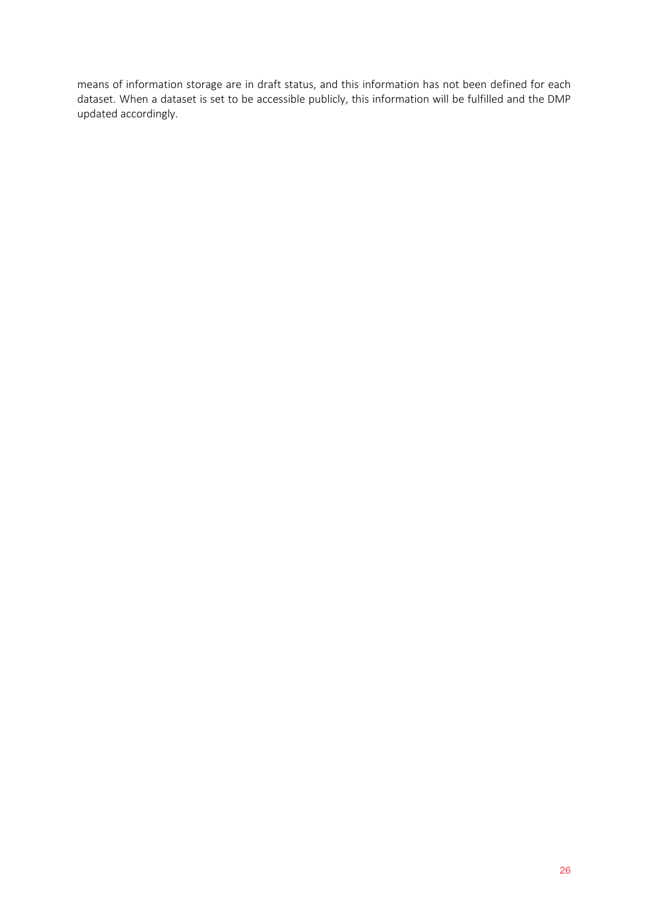means of information storage are in draft status, and this information has not been defined for each dataset. When a dataset is set to be accessible publicly, this information will be fulfilled and the DMP updated accordingly.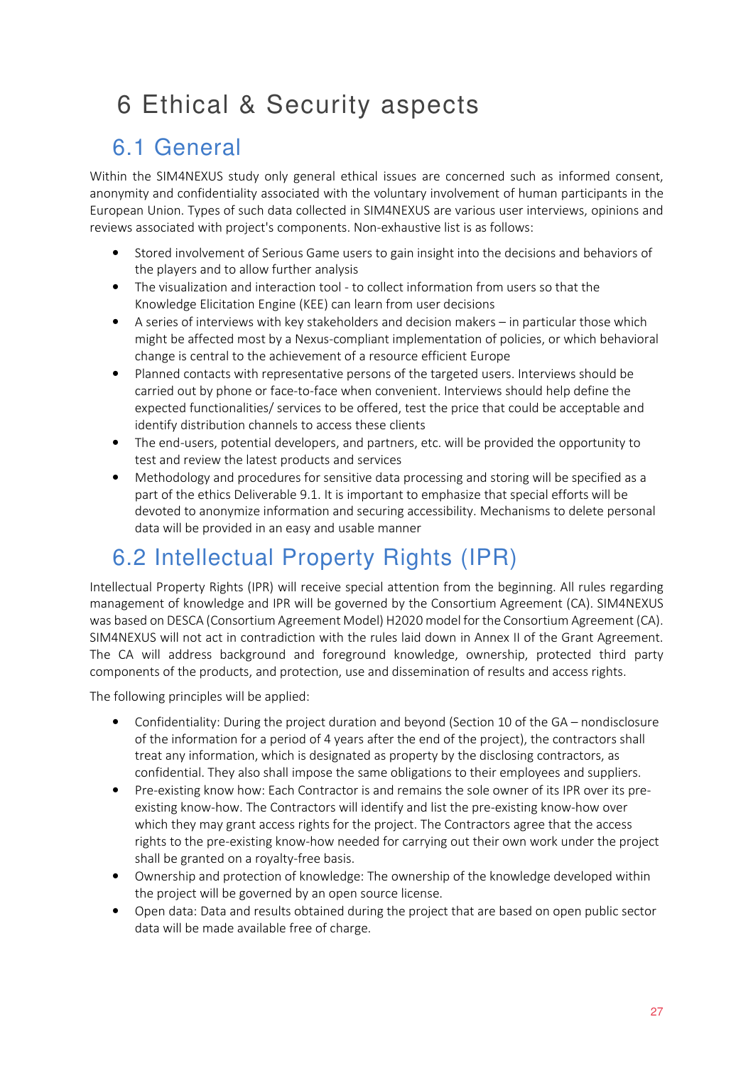# 6 Ethical & Security aspects

## 6.1 General

Within the SIM4NEXUS study only general ethical issues are concerned such as informed consent, anonymity and confidentiality associated with the voluntary involvement of human participants in the European Union. Types of such data collected in SIM4NEXUS are various user interviews, opinions and reviews associated with project's components. Non-exhaustive list is as follows:

- Stored involvement of Serious Game users to gain insight into the decisions and behaviors of the players and to allow further analysis
- The visualization and interaction tool - to collect information from users so that the Knowledge Elicitation Engine (KEE) can learn from user decisions
- A series of interviews with key stakeholders and decision makers – in particular those which might be affected most by a Nexus-compliant implementation of policies, or which behavioral change is central to the achievement of a resource efficient Europe
- Planned contacts with representative persons of the targeted users. Interviews should be carried out by phone or face-to-face when convenient. Interviews should help define the expected functionalities/ services to be offered, test the price that could be acceptable and identify distribution channels to access these clients
- The end-users, potential developers, and partners, etc. will be provided the opportunity to test and review the latest products and services
- Methodology and procedures for sensitive data processing and storing will be specified as a part of the ethics Deliverable 9.1. It is important to emphasize that special efforts will be devoted to anonymize information and securing accessibility. Mechanisms to delete personal data will be provided in an easy and usable manner

## 6.2 Intellectual Property Rights (IPR)

Intellectual Property Rights (IPR) will receive special attention from the beginning. All rules regarding management of knowledge and IPR will be governed by the Consortium Agreement (CA). SIM4NEXUS was based on DESCA (Consortium Agreement Model) H2020 model for the Consortium Agreement (CA). SIM4NEXUS will not act in contradiction with the rules laid down in Annex II of the Grant Agreement. The CA will address background and foreground knowledge, ownership, protected third party components of the products, and protection, use and dissemination of results and access rights.

The following principles will be applied:

- Confidentiality: During the project duration and beyond (Section 10 of the GA – nondisclosure of the information for a period of 4 years after the end of the project), the contractors shall treat any information, which is designated as property by the disclosing contractors, as confidential. They also shall impose the same obligations to their employees and suppliers.
- Pre-existing know how: Each Contractor is and remains the sole owner of its IPR over its pre-existing know-how. The Contractors will identify and list the pre-existing know-how over which they may grant access rights for the project. The Contractors agree that the access rights to the pre-existing know-how needed for carrying out their own work under the project shall be granted on a royalty-free basis.
- Ownership and protection of knowledge: The ownership of the knowledge developed within the project will be governed by an open source license.
- Open data: Data and results obtained during the project that are based on open public sector data will be made available free of charge.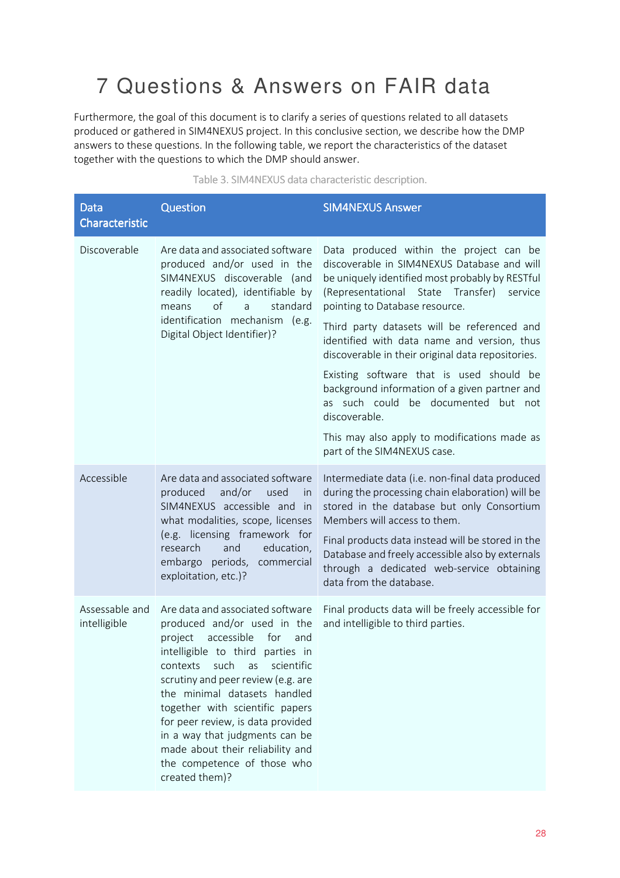# 7 Questions & Answers on FAIR data

Furthermore, the goal of this document is to clarify a series of questions related to all datasets produced or gathered in SIM4NEXUS project. In this conclusive section, we describe how the DMP answers to these questions. In the following table, we report the characteristics of the dataset together with the questions to which the DMP should answer.

Table 3. SIM4NEXUS data characteristic description.

| Data Characteristic | Question | SIM4NEXUS Answer |
|---|---|---|
| Discoverable | Are data and associated software produced and/or used in the SIM4NEXUS discoverable (and readily located), identifiable by means of a standard identification mechanism (e.g. Digital Object Identifier)? | Data produced within the project can be discoverable in SIM4NEXUS Database and will be uniquely identified most probably by RESTful (Representational State Transfer) service pointing to Database resource.<br><br>Third party datasets will be referenced and identified with data name and version, thus discoverable in their original data repositories.<br><br>Existing software that is used should be background information of a given partner and as such could be documented but not discoverable.<br><br>This may also apply to modifications made as part of the SIM4NEXUS case. |
| Accessible | Are data and associated software produced and/or used in SIM4NEXUS accessible and in what modalities, scope, licenses (e.g. licensing framework for research and education, embargo periods, commercial exploitation, etc.)? | Intermediate data (i.e. non-final data produced during the processing chain elaboration) will be stored in the database but only Consortium Members will access to them.<br><br>Final products data instead will be stored in the Database and freely accessible also by externals through a dedicated web-service obtaining data from the database. |
| Assessable and intelligible | Are data and associated software produced and/or used in the project accessible for and intelligible to third parties in contexts such as scientific scrutiny and peer review (e.g. are the minimal datasets handled together with scientific papers for peer review, is data provided in a way that judgments can be made about their reliability and the competence of those who created them)? | Final products data will be freely accessible for and intelligible to third parties. |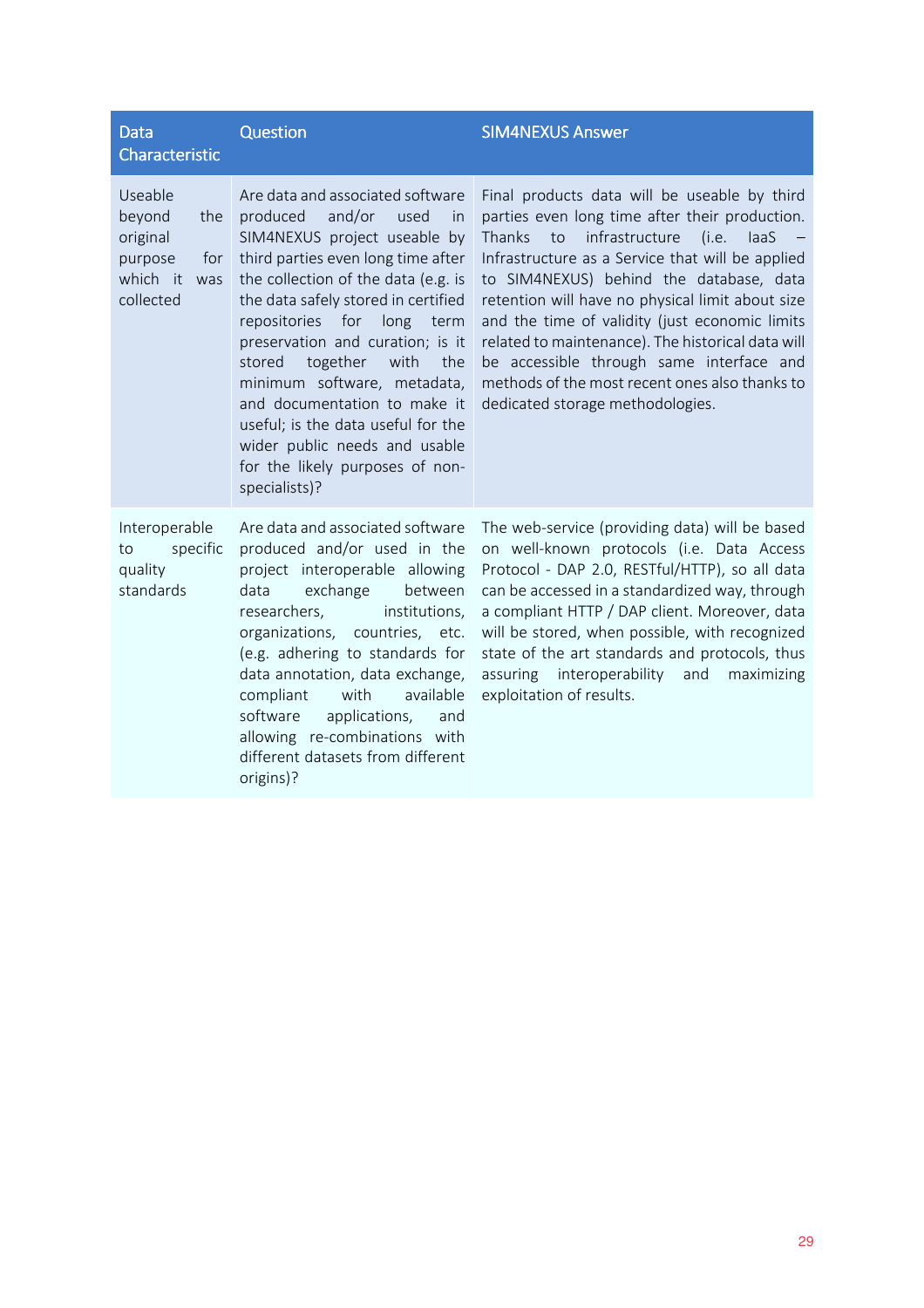| Data Characteristic | Question | SIM4NEXUS Answer |
| --- | --- | --- |
| Useable beyond the original purpose for which it was collected | Are data and associated software produced and/or used in SIM4NEXUS project useable by third parties even long time after the collection of the data (e.g. is the data safely stored in certified repositories for long term preservation and curation; is it stored together with the minimum software, metadata, and documentation to make it useful; is the data useful for the wider public needs and usable for the likely purposes of non-specialists)? | Final products data will be useable by third parties even long time after their production. Thanks to infrastructure (i.e. IaaS – Infrastructure as a Service that will be applied to SIM4NEXUS) behind the database, data retention will have no physical limit about size and the time of validity (just economic limits related to maintenance). The historical data will be accessible through same interface and methods of the most recent ones also thanks to dedicated storage methodologies. |
| Interoperable to specific quality standards | Are data and associated software produced and/or used in the project interoperable allowing data exchange between researchers, institutions, organizations, countries, etc. (e.g. adhering to standards for data annotation, data exchange, compliant with available software applications, and allowing re-combinations with different datasets from different origins)? | The web-service (providing data) will be based on well-known protocols (i.e. Data Access Protocol - DAP 2.0, RESTful/HTTP), so all data can be accessed in a standardized way, through a compliant HTTP / DAP client. Moreover, data will be stored, when possible, with recognized state of the art standards and protocols, thus assuring interoperability and maximizing exploitation of results. |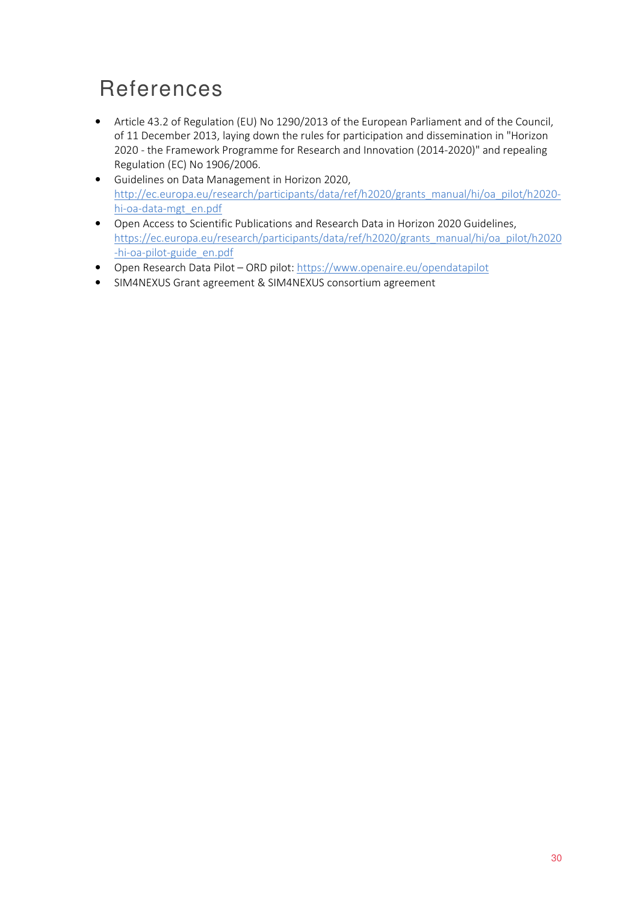# References

- Article 43.2 of Regulation (EU) No 1290/2013 of the European Parliament and of the Council, of 11 December 2013, laying down the rules for participation and dissemination in "Horizon 2020 - the Framework Programme for Research and Innovation (2014-2020)" and repealing Regulation (EC) No 1906/2006.
- Guidelines on Data Management in Horizon 2020, http://ec.europa.eu/research/participants/data/ref/h2020/grants_manual/hi/oa_pilot/h2020-hi-oa-data-mgt_en.pdf
- Open Access to Scientific Publications and Research Data in Horizon 2020 Guidelines, https://ec.europa.eu/research/participants/data/ref/h2020/grants_manual/hi/oa_pilot/h2020-hi-oa-pilot-guide_en.pdf
- Open Research Data Pilot – ORD pilot: https://www.openaire.eu/opendatapilot
- SIM4NEXUS Grant agreement & SIM4NEXUS consortium agreement